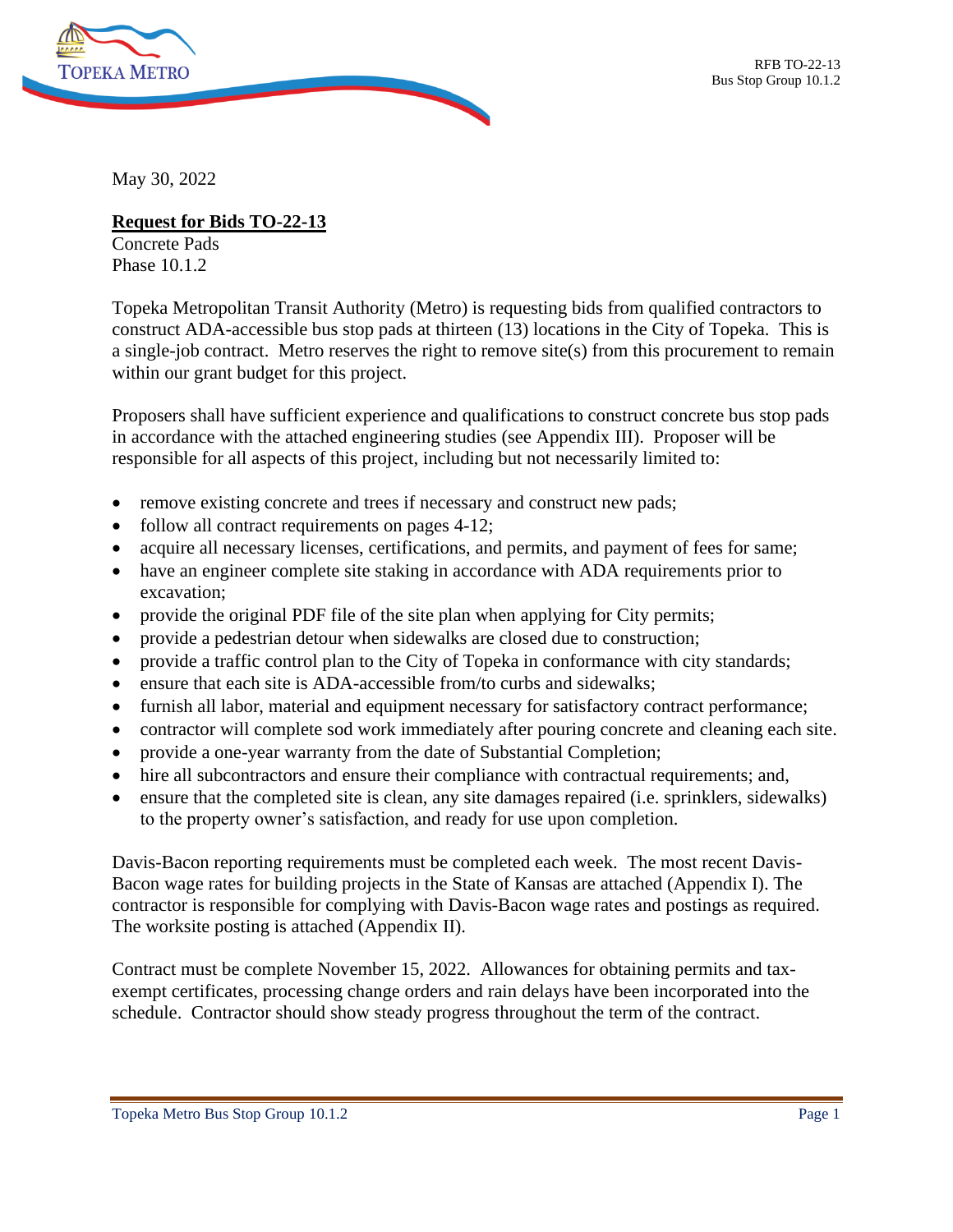May 30, 2022

**Request for Bids TO-22-13**

Concrete Pads
Phase 10.1.2

Topeka Metropolitan Transit Authority (Metro) is requesting bids from qualified contractors to construct ADA-accessible bus stop pads at thirteen (13) locations in the City of Topeka. This is a single-job contract. Metro reserves the right to remove site(s) from this procurement to remain within our grant budget for this project.

Proposers shall have sufficient experience and qualifications to construct concrete bus stop pads in accordance with the attached engineering studies (see Appendix III). Proposer will be responsible for all aspects of this project, including but not necessarily limited to:

- remove existing concrete and trees if necessary and construct new pads;
- follow all contract requirements on pages 4-12;
- acquire all necessary licenses, certifications, and permits, and payment of fees for same;
- have an engineer complete site staking in accordance with ADA requirements prior to excavation;
- provide the original PDF file of the site plan when applying for City permits;
- provide a pedestrian detour when sidewalks are closed due to construction;
- provide a traffic control plan to the City of Topeka in conformance with city standards;
- ensure that each site is ADA-accessible from/to curbs and sidewalks;
- furnish all labor, material and equipment necessary for satisfactory contract performance;
- contractor will complete sod work immediately after pouring concrete and cleaning each site.
- provide a one-year warranty from the date of Substantial Completion;
- hire all subcontractors and ensure their compliance with contractual requirements; and,
- ensure that the completed site is clean, any site damages repaired (i.e. sprinklers, sidewalks) to the property owner's satisfaction, and ready for use upon completion.

Davis-Bacon reporting requirements must be completed each week. The most recent Davis-Bacon wage rates for building projects in the State of Kansas are attached (Appendix I). The contractor is responsible for complying with Davis-Bacon wage rates and postings as required. The worksite posting is attached (Appendix II).

Contract must be complete November 15, 2022. Allowances for obtaining permits and tax-exempt certificates, processing change orders and rain delays have been incorporated into the schedule. Contractor should show steady progress throughout the term of the contract.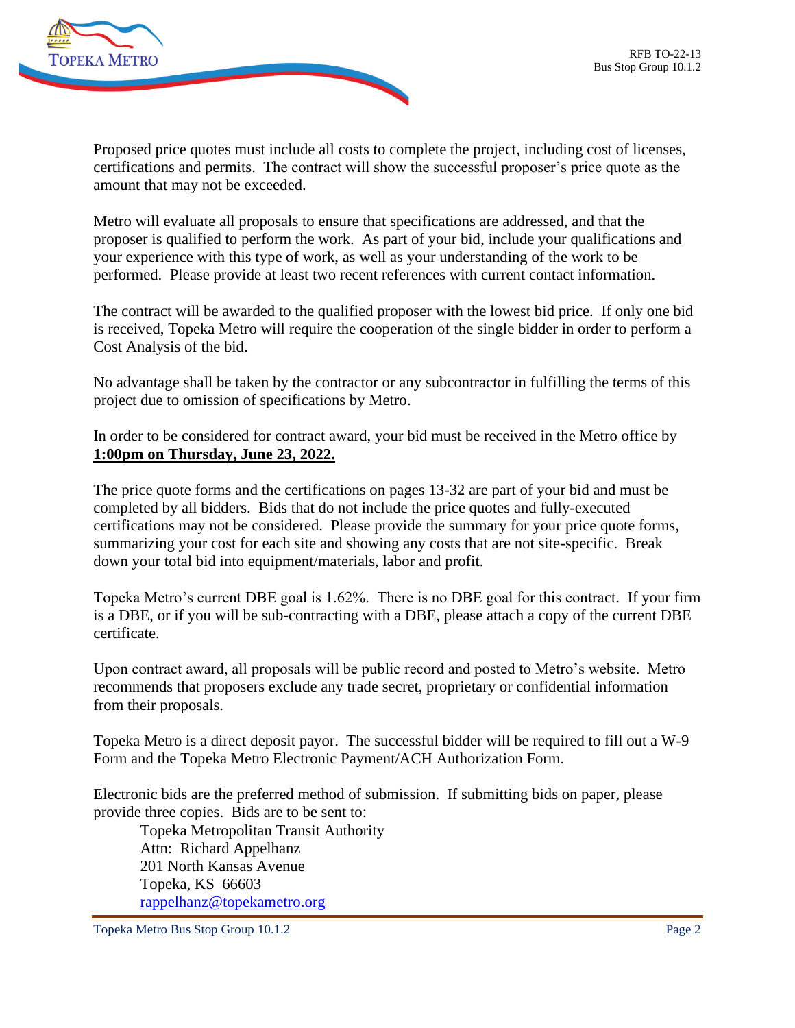Proposed price quotes must include all costs to complete the project, including cost of licenses, certifications and permits. The contract will show the successful proposer's price quote as the amount that may not be exceeded.

Metro will evaluate all proposals to ensure that specifications are addressed, and that the proposer is qualified to perform the work. As part of your bid, include your qualifications and your experience with this type of work, as well as your understanding of the work to be performed. Please provide at least two recent references with current contact information.

The contract will be awarded to the qualified proposer with the lowest bid price. If only one bid is received, Topeka Metro will require the cooperation of the single bidder in order to perform a Cost Analysis of the bid.

No advantage shall be taken by the contractor or any subcontractor in fulfilling the terms of this project due to omission of specifications by Metro.

In order to be considered for contract award, your bid must be received in the Metro office by **1:00pm on Thursday, June 23, 2022.**

The price quote forms and the certifications on pages 13-32 are part of your bid and must be completed by all bidders. Bids that do not include the price quotes and fully-executed certifications may not be considered. Please provide the summary for your price quote forms, summarizing your cost for each site and showing any costs that are not site-specific. Break down your total bid into equipment/materials, labor and profit.

Topeka Metro's current DBE goal is 1.62%. There is no DBE goal for this contract. If your firm is a DBE, or if you will be sub-contracting with a DBE, please attach a copy of the current DBE certificate.

Upon contract award, all proposals will be public record and posted to Metro's website. Metro recommends that proposers exclude any trade secret, proprietary or confidential information from their proposals.

Topeka Metro is a direct deposit payor. The successful bidder will be required to fill out a W-9 Form and the Topeka Metro Electronic Payment/ACH Authorization Form.

Electronic bids are the preferred method of submission. If submitting bids on paper, please provide three copies. Bids are to be sent to:

Topeka Metropolitan Transit Authority
Attn: Richard Appelhanz
201 North Kansas Avenue
Topeka, KS 66603
rappelhanz@topekametro.org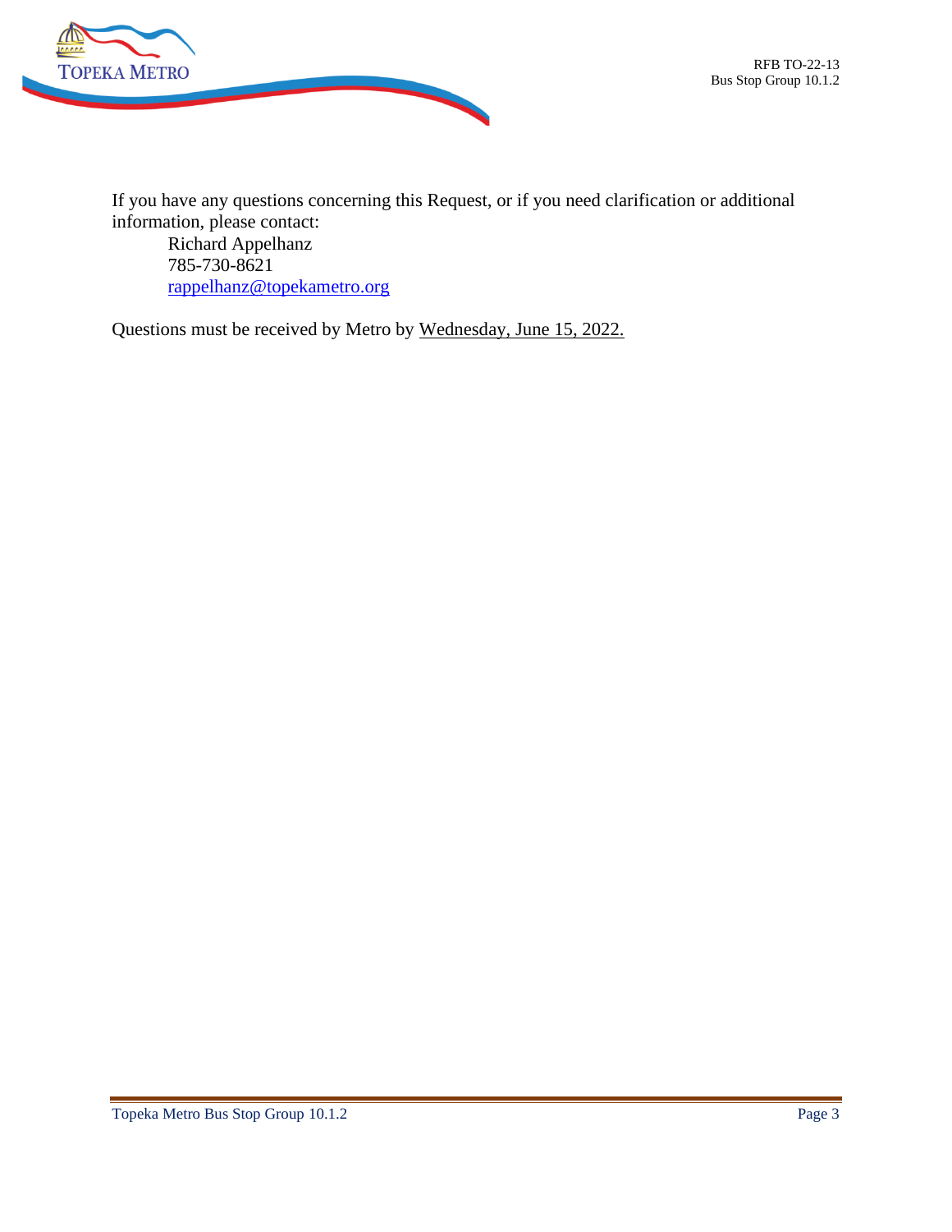If you have any questions concerning this Request, or if you need clarification or additional information, please contact:

Richard Appelhanz
785-730-8621
rappelhanz@topekametro.org

Questions must be received by Metro by Wednesday, June 15, 2022.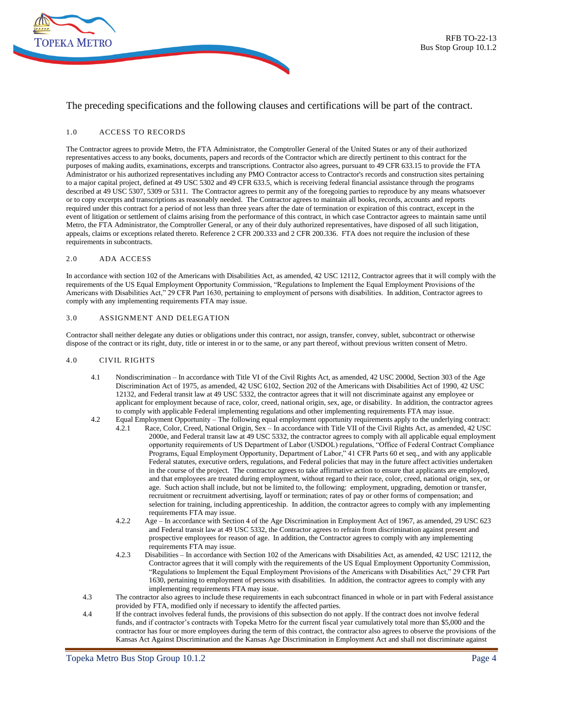The preceding specifications and the following clauses and certifications will be part of the contract.

## 1.0 ACCESS TO RECORDS

The Contractor agrees to provide Metro, the FTA Administrator, the Comptroller General of the United States or any of their authorized representatives access to any books, documents, papers and records of the Contractor which are directly pertinent to this contract for the purposes of making audits, examinations, excerpts and transcriptions. Contractor also agrees, pursuant to 49 CFR 633.15 to provide the FTA Administrator or his authorized representatives including any PMO Contractor access to Contractor's records and construction sites pertaining to a major capital project, defined at 49 USC 5302 and 49 CFR 633.5, which is receiving federal financial assistance through the programs described at 49 USC 5307, 5309 or 5311. The Contractor agrees to permit any of the foregoing parties to reproduce by any means whatsoever or to copy excerpts and transcriptions as reasonably needed. The Contractor agrees to maintain all books, records, accounts and reports required under this contract for a period of not less than three years after the date of termination or expiration of this contract, except in the event of litigation or settlement of claims arising from the performance of this contract, in which case Contractor agrees to maintain same until Metro, the FTA Administrator, the Comptroller General, or any of their duly authorized representatives, have disposed of all such litigation, appeals, claims or exceptions related thereto. Reference 2 CFR 200.333 and 2 CFR 200.336. FTA does not require the inclusion of these requirements in subcontracts.

## 2.0 ADA ACCESS

In accordance with section 102 of the Americans with Disabilities Act, as amended, 42 USC 12112, Contractor agrees that it will comply with the requirements of the US Equal Employment Opportunity Commission, "Regulations to Implement the Equal Employment Provisions of the Americans with Disabilities Act," 29 CFR Part 1630, pertaining to employment of persons with disabilities. In addition, Contractor agrees to comply with any implementing requirements FTA may issue.

## 3.0 ASSIGNMENT AND DELEGATION

Contractor shall neither delegate any duties or obligations under this contract, nor assign, transfer, convey, sublet, subcontract or otherwise dispose of the contract or its right, duty, title or interest in or to the same, or any part thereof, without previous written consent of Metro.

## 4.0 CIVIL RIGHTS

4.1 Nondiscrimination – In accordance with Title VI of the Civil Rights Act, as amended, 42 USC 2000d, Section 303 of the Age Discrimination Act of 1975, as amended, 42 USC 6102, Section 202 of the Americans with Disabilities Act of 1990, 42 USC 12132, and Federal transit law at 49 USC 5332, the contractor agrees that it will not discriminate against any employee or applicant for employment because of race, color, creed, national origin, sex, age, or disability. In addition, the contractor agrees to comply with applicable Federal implementing regulations and other implementing requirements FTA may issue.

4.2 Equal Employment Opportunity – The following equal employment opportunity requirements apply to the underlying contract:

4.2.1 Race, Color, Creed, National Origin, Sex – In accordance with Title VII of the Civil Rights Act, as amended, 42 USC 2000e, and Federal transit law at 49 USC 5332, the contractor agrees to comply with all applicable equal employment opportunity requirements of US Department of Labor (USDOL) regulations, "Office of Federal Contract Compliance Programs, Equal Employment Opportunity, Department of Labor," 41 CFR Parts 60 et seq., and with any applicable Federal statutes, executive orders, regulations, and Federal policies that may in the future affect activities undertaken in the course of the project. The contractor agrees to take affirmative action to ensure that applicants are employed, and that employees are treated during employment, without regard to their race, color, creed, national origin, sex, or age. Such action shall include, but not be limited to, the following: employment, upgrading, demotion or transfer, recruitment or recruitment advertising, layoff or termination; rates of pay or other forms of compensation; and selection for training, including apprenticeship. In addition, the contractor agrees to comply with any implementing requirements FTA may issue.

4.2.2 Age – In accordance with Section 4 of the Age Discrimination in Employment Act of 1967, as amended, 29 USC 623 and Federal transit law at 49 USC 5332, the Contractor agrees to refrain from discrimination against present and prospective employees for reason of age. In addition, the Contractor agrees to comply with any implementing requirements FTA may issue.

4.2.3 Disabilities – In accordance with Section 102 of the Americans with Disabilities Act, as amended, 42 USC 12112, the Contractor agrees that it will comply with the requirements of the US Equal Employment Opportunity Commission, "Regulations to Implement the Equal Employment Provisions of the Americans with Disabilities Act," 29 CFR Part 1630, pertaining to employment of persons with disabilities. In addition, the contractor agrees to comply with any implementing requirements FTA may issue.

4.3 The contractor also agrees to include these requirements in each subcontract financed in whole or in part with Federal assistance provided by FTA, modified only if necessary to identify the affected parties.

4.4 If the contract involves federal funds, the provisions of this subsection do not apply. If the contract does not involve federal funds, and if contractor's contracts with Topeka Metro for the current fiscal year cumulatively total more than $5,000 and the contractor has four or more employees during the term of this contract, the contractor also agrees to observe the provisions of the Kansas Act Against Discrimination and the Kansas Age Discrimination in Employment Act and shall not discriminate against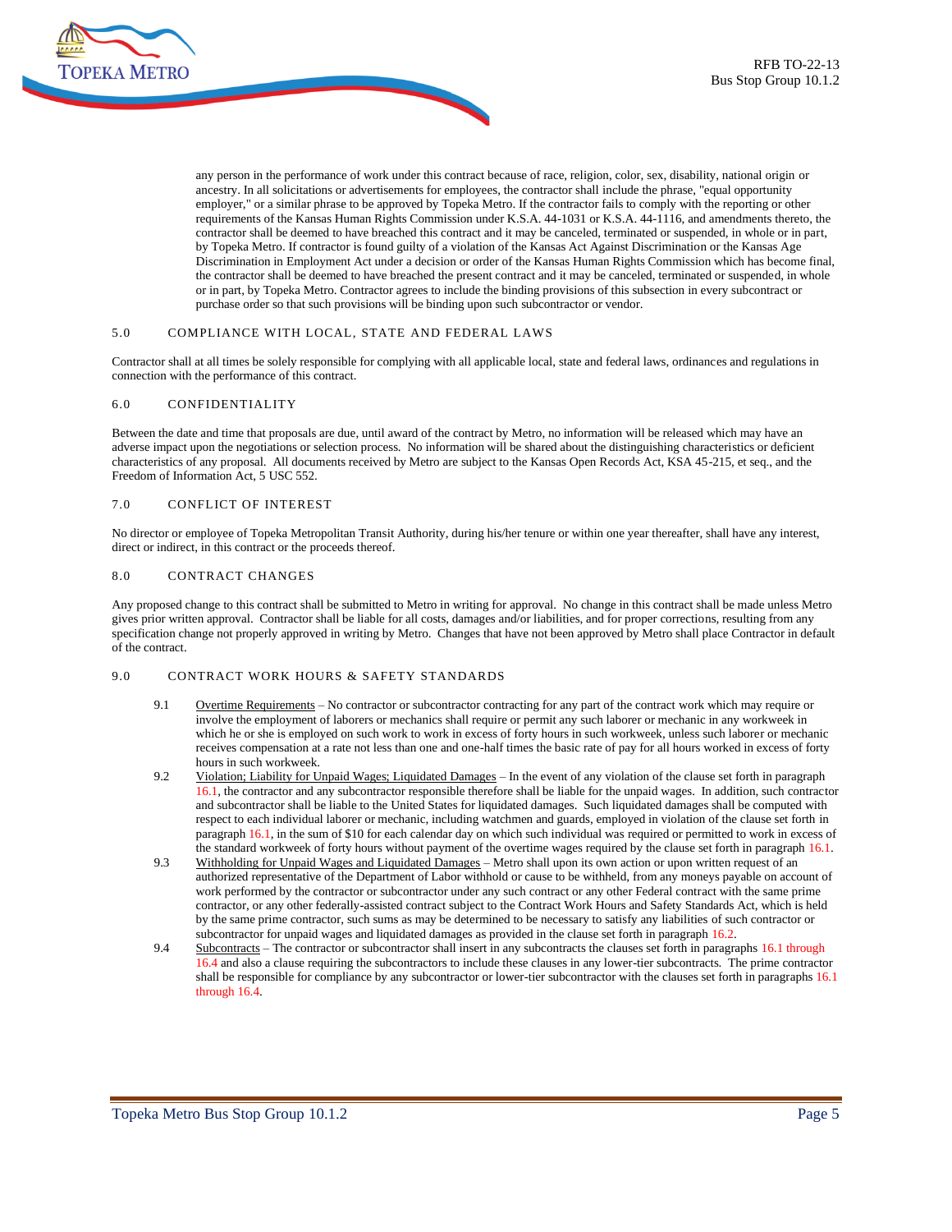any person in the performance of work under this contract because of race, religion, color, sex, disability, national origin or ancestry. In all solicitations or advertisements for employees, the contractor shall include the phrase, "equal opportunity employer," or a similar phrase to be approved by Topeka Metro. If the contractor fails to comply with the reporting or other requirements of the Kansas Human Rights Commission under K.S.A. 44-1031 or K.S.A. 44-1116, and amendments thereto, the contractor shall be deemed to have breached this contract and it may be canceled, terminated or suspended, in whole or in part, by Topeka Metro. If contractor is found guilty of a violation of the Kansas Act Against Discrimination or the Kansas Age Discrimination in Employment Act under a decision or order of the Kansas Human Rights Commission which has become final, the contractor shall be deemed to have breached the present contract and it may be canceled, terminated or suspended, in whole or in part, by Topeka Metro. Contractor agrees to include the binding provisions of this subsection in every subcontract or purchase order so that such provisions will be binding upon such subcontractor or vendor.

## 5.0 COMPLIANCE WITH LOCAL, STATE AND FEDERAL LAWS

Contractor shall at all times be solely responsible for complying with all applicable local, state and federal laws, ordinances and regulations in connection with the performance of this contract.

## 6.0 CONFIDENTIALITY

Between the date and time that proposals are due, until award of the contract by Metro, no information will be released which may have an adverse impact upon the negotiations or selection process. No information will be shared about the distinguishing characteristics or deficient characteristics of any proposal. All documents received by Metro are subject to the Kansas Open Records Act, KSA 45-215, et seq., and the Freedom of Information Act, 5 USC 552.

## 7.0 CONFLICT OF INTEREST

No director or employee of Topeka Metropolitan Transit Authority, during his/her tenure or within one year thereafter, shall have any interest, direct or indirect, in this contract or the proceeds thereof.

## 8.0 CONTRACT CHANGES

Any proposed change to this contract shall be submitted to Metro in writing for approval. No change in this contract shall be made unless Metro gives prior written approval. Contractor shall be liable for all costs, damages and/or liabilities, and for proper corrections, resulting from any specification change not properly approved in writing by Metro. Changes that have not been approved by Metro shall place Contractor in default of the contract.

## 9.0 CONTRACT WORK HOURS & SAFETY STANDARDS

9.1 Overtime Requirements – No contractor or subcontractor contracting for any part of the contract work which may require or involve the employment of laborers or mechanics shall require or permit any such laborer or mechanic in any workweek in which he or she is employed on such work to work in excess of forty hours in such workweek, unless such laborer or mechanic receives compensation at a rate not less than one and one-half times the basic rate of pay for all hours worked in excess of forty hours in such workweek.

9.2 Violation; Liability for Unpaid Wages; Liquidated Damages – In the event of any violation of the clause set forth in paragraph 16.1, the contractor and any subcontractor responsible therefore shall be liable for the unpaid wages. In addition, such contractor and subcontractor shall be liable to the United States for liquidated damages. Such liquidated damages shall be computed with respect to each individual laborer or mechanic, including watchmen and guards, employed in violation of the clause set forth in paragraph 16.1, in the sum of $10 for each calendar day on which such individual was required or permitted to work in excess of the standard workweek of forty hours without payment of the overtime wages required by the clause set forth in paragraph 16.1.

9.3 Withholding for Unpaid Wages and Liquidated Damages – Metro shall upon its own action or upon written request of an authorized representative of the Department of Labor withhold or cause to be withheld, from any moneys payable on account of work performed by the contractor or subcontractor under any such contract or any other Federal contract with the same prime contractor, or any other federally-assisted contract subject to the Contract Work Hours and Safety Standards Act, which is held by the same prime contractor, such sums as may be determined to be necessary to satisfy any liabilities of such contractor or subcontractor for unpaid wages and liquidated damages as provided in the clause set forth in paragraph 16.2.

9.4 Subcontracts – The contractor or subcontractor shall insert in any subcontracts the clauses set forth in paragraphs 16.1 through 16.4 and also a clause requiring the subcontractors to include these clauses in any lower-tier subcontracts. The prime contractor shall be responsible for compliance by any subcontractor or lower-tier subcontractor with the clauses set forth in paragraphs 16.1 through 16.4.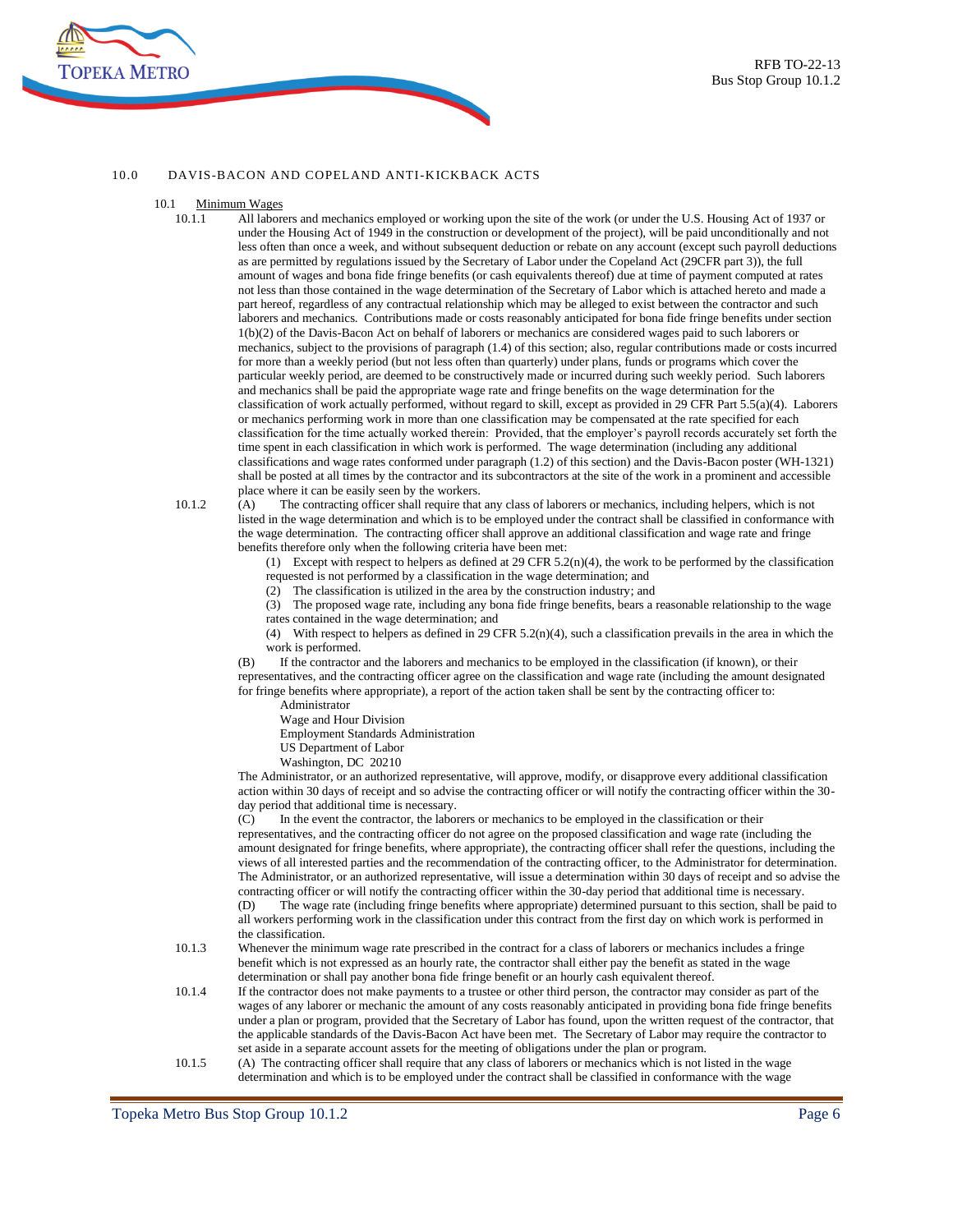## 10.0 DAVIS-BACON AND COPELAND ANTI-KICKBACK ACTS

### 10.1 Minimum Wages

10.1.1 All laborers and mechanics employed or working upon the site of the work (or under the U.S. Housing Act of 1937 or under the Housing Act of 1949 in the construction or development of the project), will be paid unconditionally and not less often than once a week, and without subsequent deduction or rebate on any account (except such payroll deductions as are permitted by regulations issued by the Secretary of Labor under the Copeland Act (29CFR part 3)), the full amount of wages and bona fide fringe benefits (or cash equivalents thereof) due at time of payment computed at rates not less than those contained in the wage determination of the Secretary of Labor which is attached hereto and made a part hereof, regardless of any contractual relationship which may be alleged to exist between the contractor and such laborers and mechanics. Contributions made or costs reasonably anticipated for bona fide fringe benefits under section 1(b)(2) of the Davis-Bacon Act on behalf of laborers or mechanics are considered wages paid to such laborers or mechanics, subject to the provisions of paragraph (1.4) of this section; also, regular contributions made or costs incurred for more than a weekly period (but not less often than quarterly) under plans, funds or programs which cover the particular weekly period, are deemed to be constructively made or incurred during such weekly period. Such laborers and mechanics shall be paid the appropriate wage rate and fringe benefits on the wage determination for the classification of work actually performed, without regard to skill, except as provided in 29 CFR Part 5.5(a)(4). Laborers or mechanics performing work in more than one classification may be compensated at the rate specified for each classification for the time actually worked therein: Provided, that the employer's payroll records accurately set forth the time spent in each classification in which work is performed. The wage determination (including any additional classifications and wage rates conformed under paragraph (1.2) of this section) and the Davis-Bacon poster (WH-1321) shall be posted at all times by the contractor and its subcontractors at the site of the work in a prominent and accessible place where it can be easily seen by the workers.

10.1.2 (A) The contracting officer shall require that any class of laborers or mechanics, including helpers, which is not listed in the wage determination and which is to be employed under the contract shall be classified in conformance with the wage determination. The contracting officer shall approve an additional classification and wage rate and fringe benefits therefore only when the following criteria have been met:

(1) Except with respect to helpers as defined at 29 CFR 5.2(n)(4), the work to be performed by the classification requested is not performed by a classification in the wage determination; and

(2) The classification is utilized in the area by the construction industry; and

(3) The proposed wage rate, including any bona fide fringe benefits, bears a reasonable relationship to the wage rates contained in the wage determination; and

(4) With respect to helpers as defined in 29 CFR 5.2(n)(4), such a classification prevails in the area in which the work is performed.

(B) If the contractor and the laborers and mechanics to be employed in the classification (if known), or their representatives, and the contracting officer agree on the classification and wage rate (including the amount designated for fringe benefits where appropriate), a report of the action taken shall be sent by the contracting officer to:

Administrator
Wage and Hour Division
Employment Standards Administration
US Department of Labor
Washington, DC 20210

The Administrator, or an authorized representative, will approve, modify, or disapprove every additional classification action within 30 days of receipt and so advise the contracting officer or will notify the contracting officer within the 30-day period that additional time is necessary.

(C) In the event the contractor, the laborers or mechanics to be employed in the classification or their representatives, and the contracting officer do not agree on the proposed classification and wage rate (including the amount designated for fringe benefits, where appropriate), the contracting officer shall refer the questions, including the views of all interested parties and the recommendation of the contracting officer, to the Administrator for determination. The Administrator, or an authorized representative, will issue a determination within 30 days of receipt and so advise the contracting officer or will notify the contracting officer within the 30-day period that additional time is necessary.

(D) The wage rate (including fringe benefits where appropriate) determined pursuant to this section, shall be paid to all workers performing work in the classification under this contract from the first day on which work is performed in the classification.

10.1.3 Whenever the minimum wage rate prescribed in the contract for a class of laborers or mechanics includes a fringe benefit which is not expressed as an hourly rate, the contractor shall either pay the benefit as stated in the wage determination or shall pay another bona fide fringe benefit or an hourly cash equivalent thereof.

10.1.4 If the contractor does not make payments to a trustee or other third person, the contractor may consider as part of the wages of any laborer or mechanic the amount of any costs reasonably anticipated in providing bona fide fringe benefits under a plan or program, provided that the Secretary of Labor has found, upon the written request of the contractor, that the applicable standards of the Davis-Bacon Act have been met. The Secretary of Labor may require the contractor to set aside in a separate account assets for the meeting of obligations under the plan or program.

10.1.5 (A) The contracting officer shall require that any class of laborers or mechanics which is not listed in the wage determination and which is to be employed under the contract shall be classified in conformance with the wage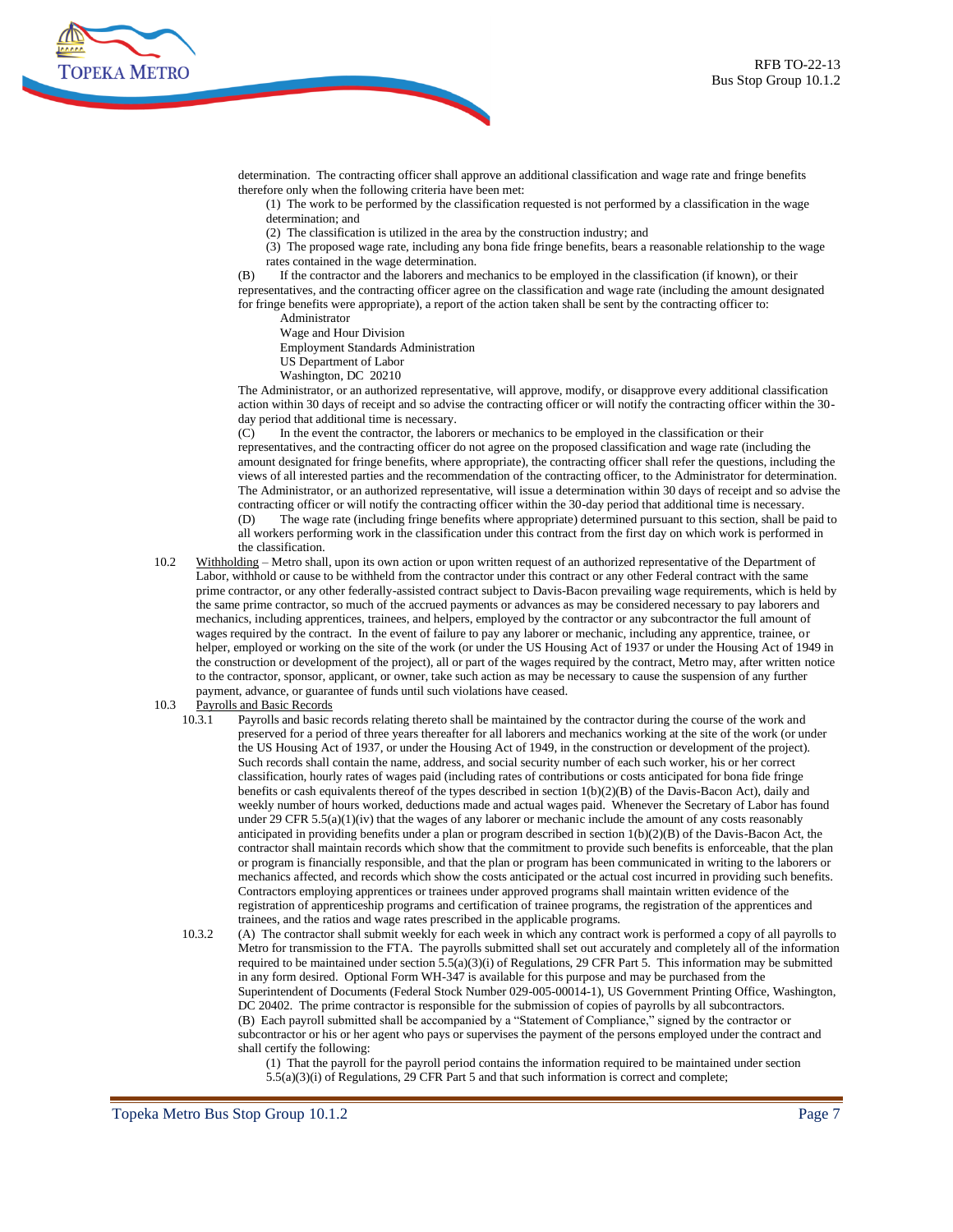determination. The contracting officer shall approve an additional classification and wage rate and fringe benefits therefore only when the following criteria have been met:

(1) The work to be performed by the classification requested is not performed by a classification in the wage determination; and

(2) The classification is utilized in the area by the construction industry; and

(3) The proposed wage rate, including any bona fide fringe benefits, bears a reasonable relationship to the wage rates contained in the wage determination.

(B) If the contractor and the laborers and mechanics to be employed in the classification (if known), or their representatives, and the contracting officer agree on the classification and wage rate (including the amount designated for fringe benefits were appropriate), a report of the action taken shall be sent by the contracting officer to:

Administrator
Wage and Hour Division
Employment Standards Administration
US Department of Labor
Washington, DC 20210

The Administrator, or an authorized representative, will approve, modify, or disapprove every additional classification action within 30 days of receipt and so advise the contracting officer or will notify the contracting officer within the 30-day period that additional time is necessary.

(C) In the event the contractor, the laborers or mechanics to be employed in the classification or their representatives, and the contracting officer do not agree on the proposed classification and wage rate (including the amount designated for fringe benefits, where appropriate), the contracting officer shall refer the questions, including the views of all interested parties and the recommendation of the contracting officer, to the Administrator for determination. The Administrator, or an authorized representative, will issue a determination within 30 days of receipt and so advise the contracting officer or will notify the contracting officer within the 30-day period that additional time is necessary.

(D) The wage rate (including fringe benefits where appropriate) determined pursuant to this section, shall be paid to all workers performing work in the classification under this contract from the first day on which work is performed in the classification.

10.2 Withholding – Metro shall, upon its own action or upon written request of an authorized representative of the Department of Labor, withhold or cause to be withheld from the contractor under this contract or any other Federal contract with the same prime contractor, or any other federally-assisted contract subject to Davis-Bacon prevailing wage requirements, which is held by the same prime contractor, so much of the accrued payments or advances as may be considered necessary to pay laborers and mechanics, including apprentices, trainees, and helpers, employed by the contractor or any subcontractor the full amount of wages required by the contract. In the event of failure to pay any laborer or mechanic, including any apprentice, trainee, or helper, employed or working on the site of the work (or under the US Housing Act of 1937 or under the Housing Act of 1949 in the construction or development of the project), all or part of the wages required by the contract, Metro may, after written notice to the contractor, sponsor, applicant, or owner, take such action as may be necessary to cause the suspension of any further payment, advance, or guarantee of funds until such violations have ceased.

10.3 Payrolls and Basic Records

10.3.1 Payrolls and basic records relating thereto shall be maintained by the contractor during the course of the work and preserved for a period of three years thereafter for all laborers and mechanics working at the site of the work (or under the US Housing Act of 1937, or under the Housing Act of 1949, in the construction or development of the project). Such records shall contain the name, address, and social security number of each such worker, his or her correct classification, hourly rates of wages paid (including rates of contributions or costs anticipated for bona fide fringe benefits or cash equivalents thereof of the types described in section 1(b)(2)(B) of the Davis-Bacon Act), daily and weekly number of hours worked, deductions made and actual wages paid. Whenever the Secretary of Labor has found under 29 CFR 5.5(a)(1)(iv) that the wages of any laborer or mechanic include the amount of any costs reasonably anticipated in providing benefits under a plan or program described in section 1(b)(2)(B) of the Davis-Bacon Act, the contractor shall maintain records which show that the commitment to provide such benefits is enforceable, that the plan or program is financially responsible, and that the plan or program has been communicated in writing to the laborers or mechanics affected, and records which show the costs anticipated or the actual cost incurred in providing such benefits. Contractors employing apprentices or trainees under approved programs shall maintain written evidence of the registration of apprenticeship programs and certification of trainee programs, the registration of the apprentices and trainees, and the ratios and wage rates prescribed in the applicable programs.

10.3.2 (A) The contractor shall submit weekly for each week in which any contract work is performed a copy of all payrolls to Metro for transmission to the FTA. The payrolls submitted shall set out accurately and completely all of the information required to be maintained under section 5.5(a)(3)(i) of Regulations, 29 CFR Part 5. This information may be submitted in any form desired. Optional Form WH-347 is available for this purpose and may be purchased from the Superintendent of Documents (Federal Stock Number 029-005-00014-1), US Government Printing Office, Washington, DC 20402. The prime contractor is responsible for the submission of copies of payrolls by all subcontractors.

(B) Each payroll submitted shall be accompanied by a "Statement of Compliance," signed by the contractor or subcontractor or his or her agent who pays or supervises the payment of the persons employed under the contract and shall certify the following:

(1) That the payroll for the payroll period contains the information required to be maintained under section 5.5(a)(3)(i) of Regulations, 29 CFR Part 5 and that such information is correct and complete;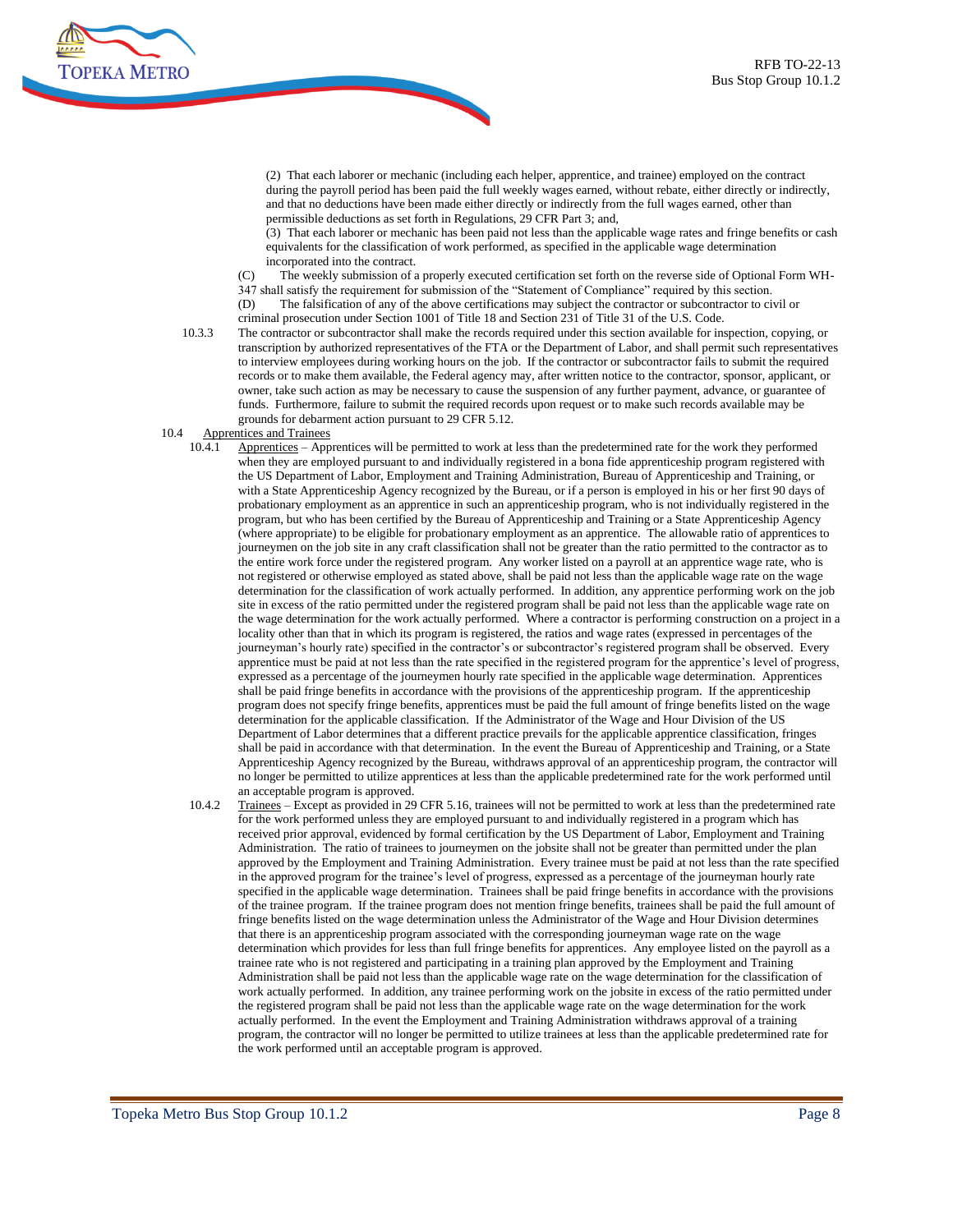(2) That each laborer or mechanic (including each helper, apprentice, and trainee) employed on the contract during the payroll period has been paid the full weekly wages earned, without rebate, either directly or indirectly, and that no deductions have been made either directly or indirectly from the full wages earned, other than permissible deductions as set forth in Regulations, 29 CFR Part 3; and,

(3) That each laborer or mechanic has been paid not less than the applicable wage rates and fringe benefits or cash equivalents for the classification of work performed, as specified in the applicable wage determination incorporated into the contract.

(C) The weekly submission of a properly executed certification set forth on the reverse side of Optional Form WH-347 shall satisfy the requirement for submission of the "Statement of Compliance" required by this section.

(D) The falsification of any of the above certifications may subject the contractor or subcontractor to civil or criminal prosecution under Section 1001 of Title 18 and Section 231 of Title 31 of the U.S. Code.

10.3.3 The contractor or subcontractor shall make the records required under this section available for inspection, copying, or transcription by authorized representatives of the FTA or the Department of Labor, and shall permit such representatives to interview employees during working hours on the job. If the contractor or subcontractor fails to submit the required records or to make them available, the Federal agency may, after written notice to the contractor, sponsor, applicant, or owner, take such action as may be necessary to cause the suspension of any further payment, advance, or guarantee of funds. Furthermore, failure to submit the required records upon request or to make such records available may be grounds for debarment action pursuant to 29 CFR 5.12.

10.4 Apprentices and Trainees

10.4.1 Apprentices – Apprentices will be permitted to work at less than the predetermined rate for the work they performed when they are employed pursuant to and individually registered in a bona fide apprenticeship program registered with the US Department of Labor, Employment and Training Administration, Bureau of Apprenticeship and Training, or with a State Apprenticeship Agency recognized by the Bureau, or if a person is employed in his or her first 90 days of probationary employment as an apprentice in such an apprenticeship program, who is not individually registered in the program, but who has been certified by the Bureau of Apprenticeship and Training or a State Apprenticeship Agency (where appropriate) to be eligible for probationary employment as an apprentice. The allowable ratio of apprentices to journeymen on the job site in any craft classification shall not be greater than the ratio permitted to the contractor as to the entire work force under the registered program. Any worker listed on a payroll at an apprentice wage rate, who is not registered or otherwise employed as stated above, shall be paid not less than the applicable wage rate on the wage determination for the classification of work actually performed. In addition, any apprentice performing work on the job site in excess of the ratio permitted under the registered program shall be paid not less than the applicable wage rate on the wage determination for the work actually performed. Where a contractor is performing construction on a project in a locality other than that in which its program is registered, the ratios and wage rates (expressed in percentages of the journeyman's hourly rate) specified in the contractor's or subcontractor's registered program shall be observed. Every apprentice must be paid at not less than the rate specified in the registered program for the apprentice's level of progress, expressed as a percentage of the journeymen hourly rate specified in the applicable wage determination. Apprentices shall be paid fringe benefits in accordance with the provisions of the apprenticeship program. If the apprenticeship program does not specify fringe benefits, apprentices must be paid the full amount of fringe benefits listed on the wage determination for the applicable classification. If the Administrator of the Wage and Hour Division of the US Department of Labor determines that a different practice prevails for the applicable apprentice classification, fringes shall be paid in accordance with that determination. In the event the Bureau of Apprenticeship and Training, or a State Apprenticeship Agency recognized by the Bureau, withdraws approval of an apprenticeship program, the contractor will no longer be permitted to utilize apprentices at less than the applicable predetermined rate for the work performed until an acceptable program is approved.

10.4.2 Trainees – Except as provided in 29 CFR 5.16, trainees will not be permitted to work at less than the predetermined rate for the work performed unless they are employed pursuant to and individually registered in a program which has received prior approval, evidenced by formal certification by the US Department of Labor, Employment and Training Administration. The ratio of trainees to journeymen on the jobsite shall not be greater than permitted under the plan approved by the Employment and Training Administration. Every trainee must be paid at not less than the rate specified in the approved program for the trainee's level of progress, expressed as a percentage of the journeyman hourly rate specified in the applicable wage determination. Trainees shall be paid fringe benefits in accordance with the provisions of the trainee program. If the trainee program does not mention fringe benefits, trainees shall be paid the full amount of fringe benefits listed on the wage determination unless the Administrator of the Wage and Hour Division determines that there is an apprenticeship program associated with the corresponding journeyman wage rate on the wage determination which provides for less than full fringe benefits for apprentices. Any employee listed on the payroll as a trainee rate who is not registered and participating in a training plan approved by the Employment and Training Administration shall be paid not less than the applicable wage rate on the wage determination for the classification of work actually performed. In addition, any trainee performing work on the jobsite in excess of the ratio permitted under the registered program shall be paid not less than the applicable wage rate on the wage determination for the work actually performed. In the event the Employment and Training Administration withdraws approval of a training program, the contractor will no longer be permitted to utilize trainees at less than the applicable predetermined rate for the work performed until an acceptable program is approved.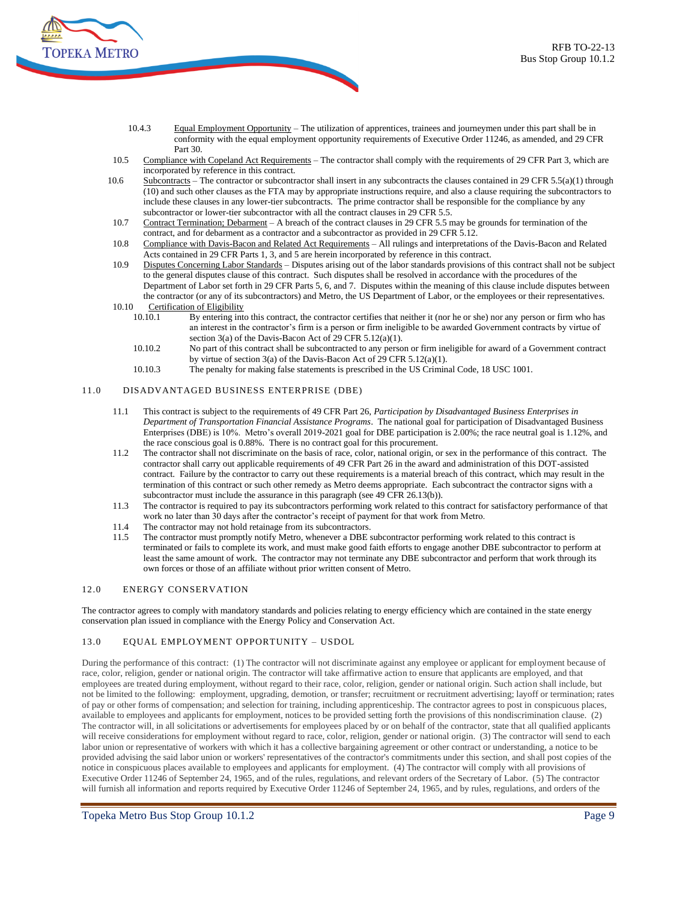10.4.3 Equal Employment Opportunity – The utilization of apprentices, trainees and journeymen under this part shall be in conformity with the equal employment opportunity requirements of Executive Order 11246, as amended, and 29 CFR Part 30.

10.5 Compliance with Copeland Act Requirements – The contractor shall comply with the requirements of 29 CFR Part 3, which are incorporated by reference in this contract.

10.6 Subcontracts – The contractor or subcontractor shall insert in any subcontracts the clauses contained in 29 CFR 5.5(a)(1) through (10) and such other clauses as the FTA may by appropriate instructions require, and also a clause requiring the subcontractors to include these clauses in any lower-tier subcontracts. The prime contractor shall be responsible for the compliance by any subcontractor or lower-tier subcontractor with all the contract clauses in 29 CFR 5.5.

10.7 Contract Termination; Debarment – A breach of the contract clauses in 29 CFR 5.5 may be grounds for termination of the contract, and for debarment as a contractor and a subcontractor as provided in 29 CFR 5.12.

10.8 Compliance with Davis-Bacon and Related Act Requirements – All rulings and interpretations of the Davis-Bacon and Related Acts contained in 29 CFR Parts 1, 3, and 5 are herein incorporated by reference in this contract.

10.9 Disputes Concerning Labor Standards – Disputes arising out of the labor standards provisions of this contract shall not be subject to the general disputes clause of this contract. Such disputes shall be resolved in accordance with the procedures of the Department of Labor set forth in 29 CFR Parts 5, 6, and 7. Disputes within the meaning of this clause include disputes between the contractor (or any of its subcontractors) and Metro, the US Department of Labor, or the employees or their representatives.

10.10 Certification of Eligibility

10.10.1 By entering into this contract, the contractor certifies that neither it (nor he or she) nor any person or firm who has an interest in the contractor's firm is a person or firm ineligible to be awarded Government contracts by virtue of section 3(a) of the Davis-Bacon Act of 29 CFR 5.12(a)(1).

10.10.2 No part of this contract shall be subcontracted to any person or firm ineligible for award of a Government contract by virtue of section 3(a) of the Davis-Bacon Act of 29 CFR 5.12(a)(1).

10.10.3 The penalty for making false statements is prescribed in the US Criminal Code, 18 USC 1001.

## 11.0 DISADVANTAGED BUSINESS ENTERPRISE (DBE)

11.1 This contract is subject to the requirements of 49 CFR Part 26, *Participation by Disadvantaged Business Enterprises in Department of Transportation Financial Assistance Programs*. The national goal for participation of Disadvantaged Business Enterprises (DBE) is 10%. Metro's overall 2019-2021 goal for DBE participation is 2.00%; the race neutral goal is 1.12%, and the race conscious goal is 0.88%. There is no contract goal for this procurement.

11.2 The contractor shall not discriminate on the basis of race, color, national origin, or sex in the performance of this contract. The contractor shall carry out applicable requirements of 49 CFR Part 26 in the award and administration of this DOT-assisted contract. Failure by the contractor to carry out these requirements is a material breach of this contract, which may result in the termination of this contract or such other remedy as Metro deems appropriate. Each subcontract the contractor signs with a subcontractor must include the assurance in this paragraph (see 49 CFR 26.13(b)).

11.3 The contractor is required to pay its subcontractors performing work related to this contract for satisfactory performance of that work no later than 30 days after the contractor's receipt of payment for that work from Metro.

11.4 The contractor may not hold retainage from its subcontractors.

11.5 The contractor must promptly notify Metro, whenever a DBE subcontractor performing work related to this contract is terminated or fails to complete its work, and must make good faith efforts to engage another DBE subcontractor to perform at least the same amount of work. The contractor may not terminate any DBE subcontractor and perform that work through its own forces or those of an affiliate without prior written consent of Metro.

## 12.0 ENERGY CONSERVATION

The contractor agrees to comply with mandatory standards and policies relating to energy efficiency which are contained in the state energy conservation plan issued in compliance with the Energy Policy and Conservation Act.

## 13.0 EQUAL EMPLOYMENT OPPORTUNITY – USDOL

During the performance of this contract: (1) The contractor will not discriminate against any employee or applicant for employment because of race, color, religion, gender or national origin. The contractor will take affirmative action to ensure that applicants are employed, and that employees are treated during employment, without regard to their race, color, religion, gender or national origin. Such action shall include, but not be limited to the following: employment, upgrading, demotion, or transfer; recruitment or recruitment advertising; layoff or termination; rates of pay or other forms of compensation; and selection for training, including apprenticeship. The contractor agrees to post in conspicuous places, available to employees and applicants for employment, notices to be provided setting forth the provisions of this nondiscrimination clause. (2) The contractor will, in all solicitations or advertisements for employees placed by or on behalf of the contractor, state that all qualified applicants will receive considerations for employment without regard to race, color, religion, gender or national origin. (3) The contractor will send to each labor union or representative of workers with which it has a collective bargaining agreement or other contract or understanding, a notice to be provided advising the said labor union or workers' representatives of the contractor's commitments under this section, and shall post copies of the notice in conspicuous places available to employees and applicants for employment. (4) The contractor will comply with all provisions of Executive Order 11246 of September 24, 1965, and of the rules, regulations, and relevant orders of the Secretary of Labor. (5) The contractor will furnish all information and reports required by Executive Order 11246 of September 24, 1965, and by rules, regulations, and orders of the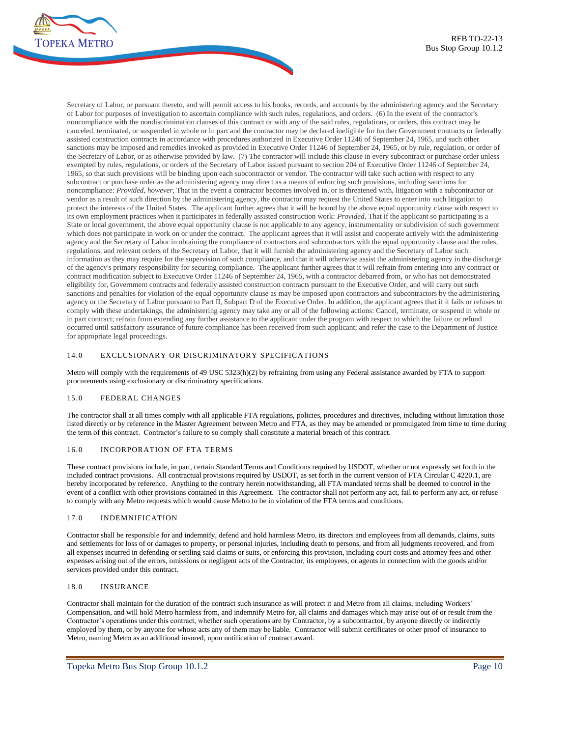Secretary of Labor, or pursuant thereto, and will permit access to his books, records, and accounts by the administering agency and the Secretary of Labor for purposes of investigation to ascertain compliance with such rules, regulations, and orders. (6) In the event of the contractor's noncompliance with the nondiscrimination clauses of this contract or with any of the said rules, regulations, or orders, this contract may be canceled, terminated, or suspended in whole or in part and the contractor may be declared ineligible for further Government contracts or federally assisted construction contracts in accordance with procedures authorized in Executive Order 11246 of September 24, 1965, and such other sanctions may be imposed and remedies invoked as provided in Executive Order 11246 of September 24, 1965, or by rule, regulation, or order of the Secretary of Labor, or as otherwise provided by law. (7) The contractor will include this clause in every subcontract or purchase order unless exempted by rules, regulations, or orders of the Secretary of Labor issued pursuant to section 204 of Executive Order 11246 of September 24, 1965, so that such provisions will be binding upon each subcontractor or vendor. The contractor will take such action with respect to any subcontract or purchase order as the administering agency may direct as a means of enforcing such provisions, including sanctions for noncompliance: *Provided, however,* That in the event a contractor becomes involved in, or is threatened with, litigation with a subcontractor or vendor as a result of such direction by the administering agency, the contractor may request the United States to enter into such litigation to protect the interests of the United States. The applicant further agrees that it will be bound by the above equal opportunity clause with respect to its own employment practices when it participates in federally assisted construction work: *Provided,* That if the applicant so participating is a State or local government, the above equal opportunity clause is not applicable to any agency, instrumentality or subdivision of such government which does not participate in work on or under the contract. The applicant agrees that it will assist and cooperate actively with the administering agency and the Secretary of Labor in obtaining the compliance of contractors and subcontractors with the equal opportunity clause and the rules, regulations, and relevant orders of the Secretary of Labor, that it will furnish the administering agency and the Secretary of Labor such information as they may require for the supervision of such compliance, and that it will otherwise assist the administering agency in the discharge of the agency's primary responsibility for securing compliance. The applicant further agrees that it will refrain from entering into any contract or contract modification subject to Executive Order 11246 of September 24, 1965, with a contractor debarred from, or who has not demonstrated eligibility for, Government contracts and federally assisted construction contracts pursuant to the Executive Order, and will carry out such sanctions and penalties for violation of the equal opportunity clause as may be imposed upon contractors and subcontractors by the administering agency or the Secretary of Labor pursuant to Part II, Subpart D of the Executive Order. In addition, the applicant agrees that if it fails or refuses to comply with these undertakings, the administering agency may take any or all of the following actions: Cancel, terminate, or suspend in whole or in part contract; refrain from extending any further assistance to the applicant under the program with respect to which the failure or refund occurred until satisfactory assurance of future compliance has been received from such applicant; and refer the case to the Department of Justice for appropriate legal proceedings.

## 14.0 EXCLUSIONARY OR DISCRIMINATORY SPECIFICATIONS

Metro will comply with the requirements of 49 USC 5323(h)(2) by refraining from using any Federal assistance awarded by FTA to support procurements using exclusionary or discriminatory specifications.

## 15.0 FEDERAL CHANGES

The contractor shall at all times comply with all applicable FTA regulations, policies, procedures and directives, including without limitation those listed directly or by reference in the Master Agreement between Metro and FTA, as they may be amended or promulgated from time to time during the term of this contract. Contractor's failure to so comply shall constitute a material breach of this contract.

## 16.0 INCORPORATION OF FTA TERMS

These contract provisions include, in part, certain Standard Terms and Conditions required by USDOT, whether or not expressly set forth in the included contract provisions. All contractual provisions required by USDOT, as set forth in the current version of FTA Circular C 4220.1, are hereby incorporated by reference. Anything to the contrary herein notwithstanding, all FTA mandated terms shall be deemed to control in the event of a conflict with other provisions contained in this Agreement. The contractor shall not perform any act, fail to perform any act, or refuse to comply with any Metro requests which would cause Metro to be in violation of the FTA terms and conditions.

## 17.0 INDEMNIFICATION

Contractor shall be responsible for and indemnify, defend and hold harmless Metro, its directors and employees from all demands, claims, suits and settlements for loss of or damages to property, or personal injuries, including death to persons, and from all judgments recovered, and from all expenses incurred in defending or settling said claims or suits, or enforcing this provision, including court costs and attorney fees and other expenses arising out of the errors, omissions or negligent acts of the Contractor, its employees, or agents in connection with the goods and/or services provided under this contract.

## 18.0 INSURANCE

Contractor shall maintain for the duration of the contract such insurance as will protect it and Metro from all claims, including Workers' Compensation, and will hold Metro harmless from, and indemnify Metro for, all claims and damages which may arise out of or result from the Contractor's operations under this contract, whether such operations are by Contractor, by a subcontractor, by anyone directly or indirectly employed by them, or by anyone for whose acts any of them may be liable. Contractor will submit certificates or other proof of insurance to Metro, naming Metro as an additional insured, upon notification of contract award.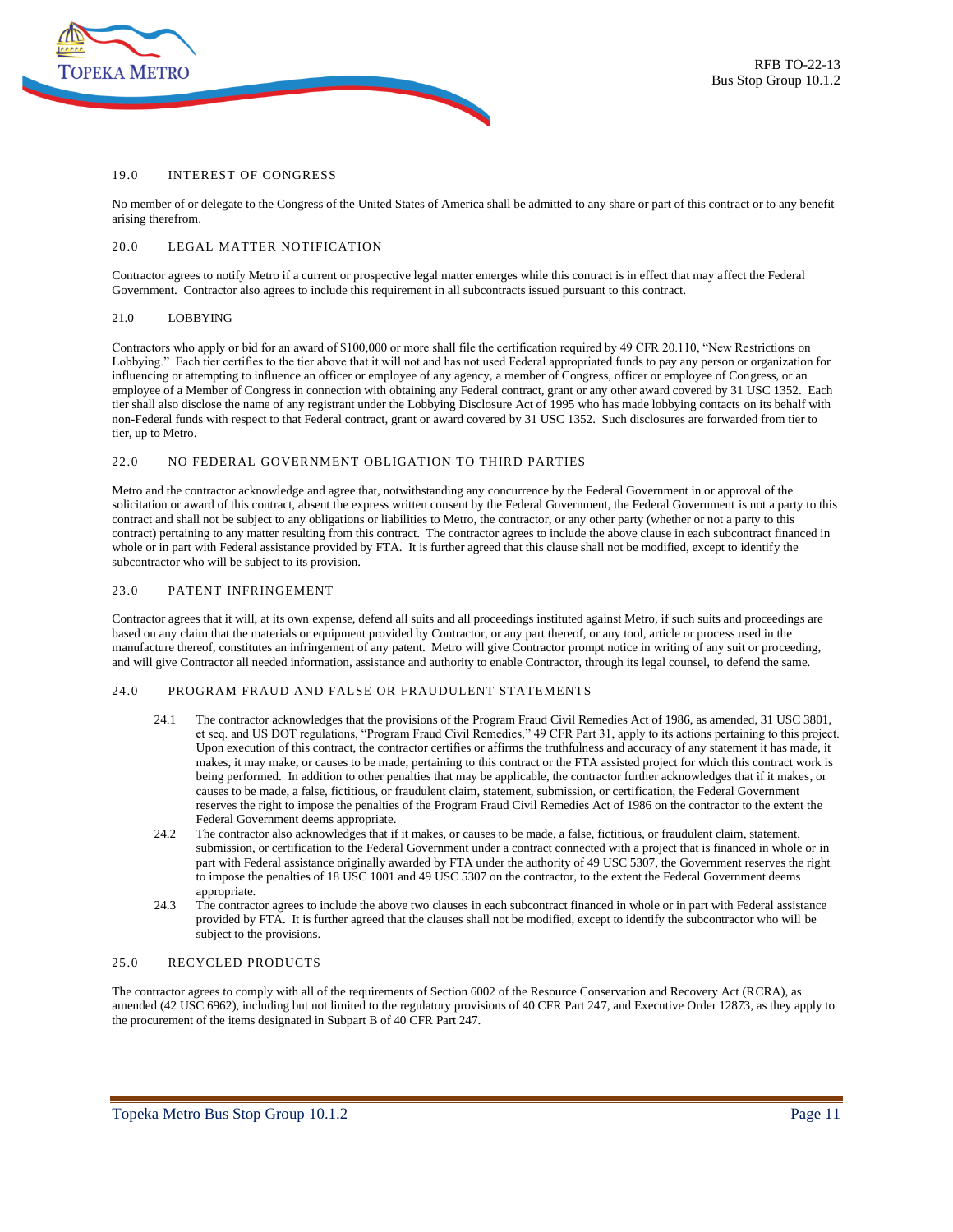## 19.0 INTEREST OF CONGRESS

No member of or delegate to the Congress of the United States of America shall be admitted to any share or part of this contract or to any benefit arising therefrom.

## 20.0 LEGAL MATTER NOTIFICATION

Contractor agrees to notify Metro if a current or prospective legal matter emerges while this contract is in effect that may affect the Federal Government. Contractor also agrees to include this requirement in all subcontracts issued pursuant to this contract.

## 21.0 LOBBYING

Contractors who apply or bid for an award of $100,000 or more shall file the certification required by 49 CFR 20.110, "New Restrictions on Lobbying." Each tier certifies to the tier above that it will not and has not used Federal appropriated funds to pay any person or organization for influencing or attempting to influence an officer or employee of any agency, a member of Congress, officer or employee of Congress, or an employee of a Member of Congress in connection with obtaining any Federal contract, grant or any other award covered by 31 USC 1352. Each tier shall also disclose the name of any registrant under the Lobbying Disclosure Act of 1995 who has made lobbying contacts on its behalf with non-Federal funds with respect to that Federal contract, grant or award covered by 31 USC 1352. Such disclosures are forwarded from tier to tier, up to Metro.

## 22.0 NO FEDERAL GOVERNMENT OBLIGATION TO THIRD PARTIES

Metro and the contractor acknowledge and agree that, notwithstanding any concurrence by the Federal Government in or approval of the solicitation or award of this contract, absent the express written consent by the Federal Government, the Federal Government is not a party to this contract and shall not be subject to any obligations or liabilities to Metro, the contractor, or any other party (whether or not a party to this contract) pertaining to any matter resulting from this contract. The contractor agrees to include the above clause in each subcontract financed in whole or in part with Federal assistance provided by FTA. It is further agreed that this clause shall not be modified, except to identify the subcontractor who will be subject to its provision.

## 23.0 PATENT INFRINGEMENT

Contractor agrees that it will, at its own expense, defend all suits and all proceedings instituted against Metro, if such suits and proceedings are based on any claim that the materials or equipment provided by Contractor, or any part thereof, or any tool, article or process used in the manufacture thereof, constitutes an infringement of any patent. Metro will give Contractor prompt notice in writing of any suit or proceeding, and will give Contractor all needed information, assistance and authority to enable Contractor, through its legal counsel, to defend the same.

## 24.0 PROGRAM FRAUD AND FALSE OR FRAUDULENT STATEMENTS

24.1 The contractor acknowledges that the provisions of the Program Fraud Civil Remedies Act of 1986, as amended, 31 USC 3801, et seq. and US DOT regulations, "Program Fraud Civil Remedies," 49 CFR Part 31, apply to its actions pertaining to this project. Upon execution of this contract, the contractor certifies or affirms the truthfulness and accuracy of any statement it has made, it makes, it may make, or causes to be made, pertaining to this contract or the FTA assisted project for which this contract work is being performed. In addition to other penalties that may be applicable, the contractor further acknowledges that if it makes, or causes to be made, a false, fictitious, or fraudulent claim, statement, submission, or certification, the Federal Government reserves the right to impose the penalties of the Program Fraud Civil Remedies Act of 1986 on the contractor to the extent the Federal Government deems appropriate.

24.2 The contractor also acknowledges that if it makes, or causes to be made, a false, fictitious, or fraudulent claim, statement, submission, or certification to the Federal Government under a contract connected with a project that is financed in whole or in part with Federal assistance originally awarded by FTA under the authority of 49 USC 5307, the Government reserves the right to impose the penalties of 18 USC 1001 and 49 USC 5307 on the contractor, to the extent the Federal Government deems appropriate.

24.3 The contractor agrees to include the above two clauses in each subcontract financed in whole or in part with Federal assistance provided by FTA. It is further agreed that the clauses shall not be modified, except to identify the subcontractor who will be subject to the provisions.

## 25.0 RECYCLED PRODUCTS

The contractor agrees to comply with all of the requirements of Section 6002 of the Resource Conservation and Recovery Act (RCRA), as amended (42 USC 6962), including but not limited to the regulatory provisions of 40 CFR Part 247, and Executive Order 12873, as they apply to the procurement of the items designated in Subpart B of 40 CFR Part 247.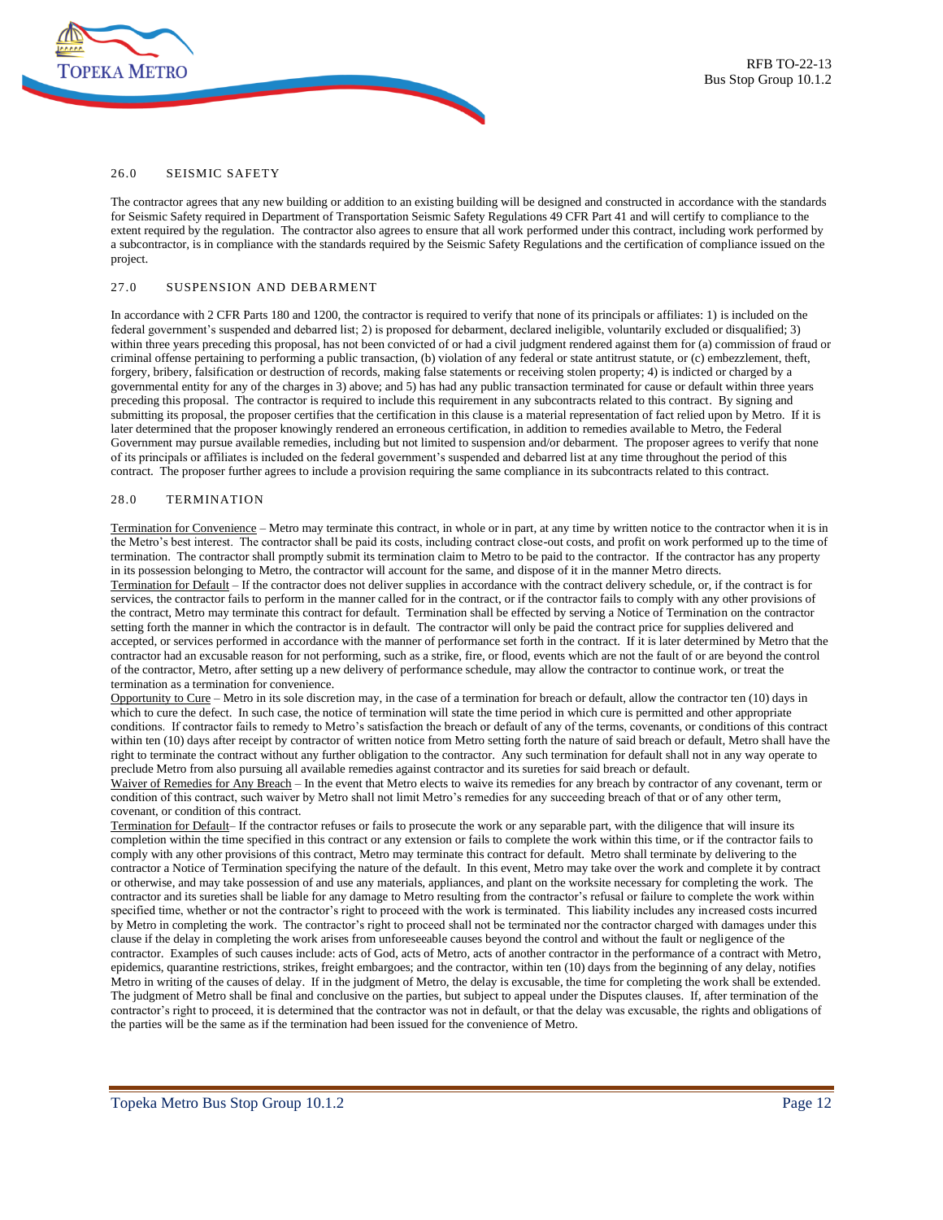## 26.0 SEISMIC SAFETY

The contractor agrees that any new building or addition to an existing building will be designed and constructed in accordance with the standards for Seismic Safety required in Department of Transportation Seismic Safety Regulations 49 CFR Part 41 and will certify to compliance to the extent required by the regulation. The contractor also agrees to ensure that all work performed under this contract, including work performed by a subcontractor, is in compliance with the standards required by the Seismic Safety Regulations and the certification of compliance issued on the project.

## 27.0 SUSPENSION AND DEBARMENT

In accordance with 2 CFR Parts 180 and 1200, the contractor is required to verify that none of its principals or affiliates: 1) is included on the federal government's suspended and debarred list; 2) is proposed for debarment, declared ineligible, voluntarily excluded or disqualified; 3) within three years preceding this proposal, has not been convicted of or had a civil judgment rendered against them for (a) commission of fraud or criminal offense pertaining to performing a public transaction, (b) violation of any federal or state antitrust statute, or (c) embezzlement, theft, forgery, bribery, falsification or destruction of records, making false statements or receiving stolen property; 4) is indicted or charged by a governmental entity for any of the charges in 3) above; and 5) has had any public transaction terminated for cause or default within three years preceding this proposal. The contractor is required to include this requirement in any subcontracts related to this contract. By signing and submitting its proposal, the proposer certifies that the certification in this clause is a material representation of fact relied upon by Metro. If it is later determined that the proposer knowingly rendered an erroneous certification, in addition to remedies available to Metro, the Federal Government may pursue available remedies, including but not limited to suspension and/or debarment. The proposer agrees to verify that none of its principals or affiliates is included on the federal government's suspended and debarred list at any time throughout the period of this contract. The proposer further agrees to include a provision requiring the same compliance in its subcontracts related to this contract.

## 28.0 TERMINATION

Termination for Convenience – Metro may terminate this contract, in whole or in part, at any time by written notice to the contractor when it is in the Metro's best interest. The contractor shall be paid its costs, including contract close-out costs, and profit on work performed up to the time of termination. The contractor shall promptly submit its termination claim to Metro to be paid to the contractor. If the contractor has any property in its possession belonging to Metro, the contractor will account for the same, and dispose of it in the manner Metro directs.

Termination for Default – If the contractor does not deliver supplies in accordance with the contract delivery schedule, or, if the contract is for services, the contractor fails to perform in the manner called for in the contract, or if the contractor fails to comply with any other provisions of the contract, Metro may terminate this contract for default. Termination shall be effected by serving a Notice of Termination on the contractor setting forth the manner in which the contractor is in default. The contractor will only be paid the contract price for supplies delivered and accepted, or services performed in accordance with the manner of performance set forth in the contract. If it is later determined by Metro that the contractor had an excusable reason for not performing, such as a strike, fire, or flood, events which are not the fault of or are beyond the control of the contractor, Metro, after setting up a new delivery of performance schedule, may allow the contractor to continue work, or treat the termination as a termination for convenience.

Opportunity to Cure – Metro in its sole discretion may, in the case of a termination for breach or default, allow the contractor ten (10) days in which to cure the defect. In such case, the notice of termination will state the time period in which cure is permitted and other appropriate conditions. If contractor fails to remedy to Metro's satisfaction the breach or default of any of the terms, covenants, or conditions of this contract within ten (10) days after receipt by contractor of written notice from Metro setting forth the nature of said breach or default, Metro shall have the right to terminate the contract without any further obligation to the contractor. Any such termination for default shall not in any way operate to preclude Metro from also pursuing all available remedies against contractor and its sureties for said breach or default.

Waiver of Remedies for Any Breach – In the event that Metro elects to waive its remedies for any breach by contractor of any covenant, term or condition of this contract, such waiver by Metro shall not limit Metro's remedies for any succeeding breach of that or of any other term, covenant, or condition of this contract.

Termination for Default– If the contractor refuses or fails to prosecute the work or any separable part, with the diligence that will insure its completion within the time specified in this contract or any extension or fails to complete the work within this time, or if the contractor fails to comply with any other provisions of this contract, Metro may terminate this contract for default. Metro shall terminate by delivering to the contractor a Notice of Termination specifying the nature of the default. In this event, Metro may take over the work and complete it by contract or otherwise, and may take possession of and use any materials, appliances, and plant on the worksite necessary for completing the work. The contractor and its sureties shall be liable for any damage to Metro resulting from the contractor's refusal or failure to complete the work within specified time, whether or not the contractor's right to proceed with the work is terminated. This liability includes any increased costs incurred by Metro in completing the work. The contractor's right to proceed shall not be terminated nor the contractor charged with damages under this clause if the delay in completing the work arises from unforeseeable causes beyond the control and without the fault or negligence of the contractor. Examples of such causes include: acts of God, acts of Metro, acts of another contractor in the performance of a contract with Metro, epidemics, quarantine restrictions, strikes, freight embargoes; and the contractor, within ten (10) days from the beginning of any delay, notifies Metro in writing of the causes of delay. If in the judgment of Metro, the delay is excusable, the time for completing the work shall be extended. The judgment of Metro shall be final and conclusive on the parties, but subject to appeal under the Disputes clauses. If, after termination of the contractor's right to proceed, it is determined that the contractor was not in default, or that the delay was excusable, the rights and obligations of the parties will be the same as if the termination had been issued for the convenience of Metro.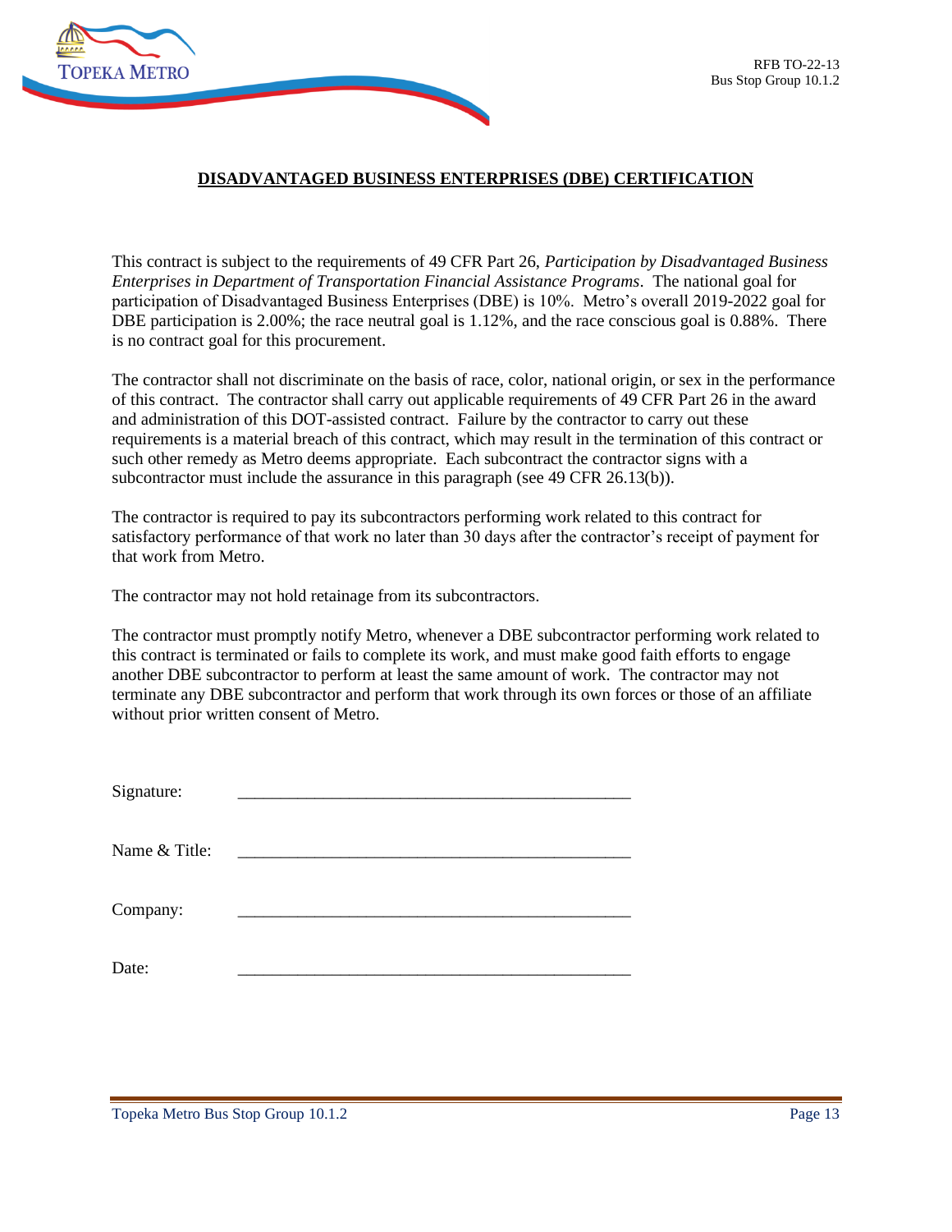## DISADVANTAGED BUSINESS ENTERPRISES (DBE) CERTIFICATION

This contract is subject to the requirements of 49 CFR Part 26, *Participation by Disadvantaged Business Enterprises in Department of Transportation Financial Assistance Programs*. The national goal for participation of Disadvantaged Business Enterprises (DBE) is 10%. Metro's overall 2019-2022 goal for DBE participation is 2.00%; the race neutral goal is 1.12%, and the race conscious goal is 0.88%. There is no contract goal for this procurement.

The contractor shall not discriminate on the basis of race, color, national origin, or sex in the performance of this contract. The contractor shall carry out applicable requirements of 49 CFR Part 26 in the award and administration of this DOT-assisted contract. Failure by the contractor to carry out these requirements is a material breach of this contract, which may result in the termination of this contract or such other remedy as Metro deems appropriate. Each subcontract the contractor signs with a subcontractor must include the assurance in this paragraph (see 49 CFR 26.13(b)).

The contractor is required to pay its subcontractors performing work related to this contract for satisfactory performance of that work no later than 30 days after the contractor's receipt of payment for that work from Metro.

The contractor may not hold retainage from its subcontractors.

The contractor must promptly notify Metro, whenever a DBE subcontractor performing work related to this contract is terminated or fails to complete its work, and must make good faith efforts to engage another DBE subcontractor to perform at least the same amount of work. The contractor may not terminate any DBE subcontractor and perform that work through its own forces or those of an affiliate without prior written consent of Metro.

Signature: _______________________________________________

Name & Title: _______________________________________________

Company: _______________________________________________

Date: _______________________________________________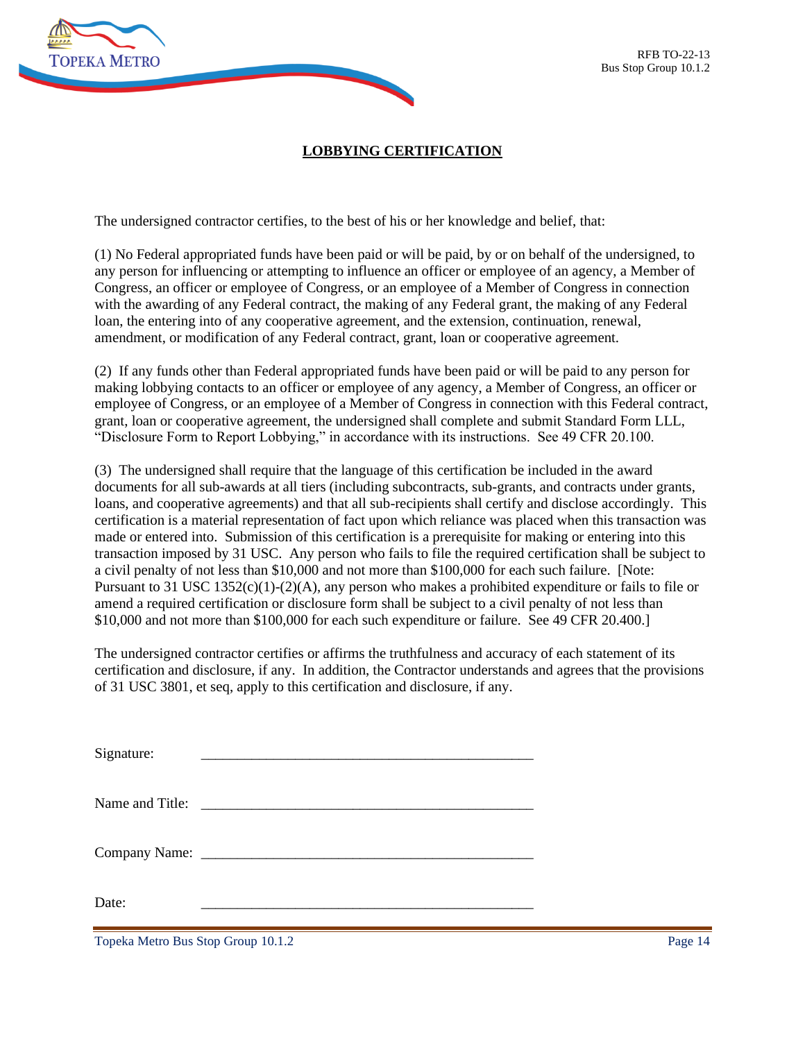## LOBBYING CERTIFICATION

The undersigned contractor certifies, to the best of his or her knowledge and belief, that:

(1) No Federal appropriated funds have been paid or will be paid, by or on behalf of the undersigned, to any person for influencing or attempting to influence an officer or employee of an agency, a Member of Congress, an officer or employee of Congress, or an employee of a Member of Congress in connection with the awarding of any Federal contract, the making of any Federal grant, the making of any Federal loan, the entering into of any cooperative agreement, and the extension, continuation, renewal, amendment, or modification of any Federal contract, grant, loan or cooperative agreement.

(2) If any funds other than Federal appropriated funds have been paid or will be paid to any person for making lobbying contacts to an officer or employee of any agency, a Member of Congress, an officer or employee of Congress, or an employee of a Member of Congress in connection with this Federal contract, grant, loan or cooperative agreement, the undersigned shall complete and submit Standard Form LLL, "Disclosure Form to Report Lobbying," in accordance with its instructions. See 49 CFR 20.100.

(3) The undersigned shall require that the language of this certification be included in the award documents for all sub-awards at all tiers (including subcontracts, sub-grants, and contracts under grants, loans, and cooperative agreements) and that all sub-recipients shall certify and disclose accordingly. This certification is a material representation of fact upon which reliance was placed when this transaction was made or entered into. Submission of this certification is a prerequisite for making or entering into this transaction imposed by 31 USC. Any person who fails to file the required certification shall be subject to a civil penalty of not less than $10,000 and not more than $100,000 for each such failure. [Note: Pursuant to 31 USC 1352(c)(1)-(2)(A), any person who makes a prohibited expenditure or fails to file or amend a required certification or disclosure form shall be subject to a civil penalty of not less than $10,000 and not more than $100,000 for each such expenditure or failure. See 49 CFR 20.400.]

The undersigned contractor certifies or affirms the truthfulness and accuracy of each statement of its certification and disclosure, if any. In addition, the Contractor understands and agrees that the provisions of 31 USC 3801, et seq, apply to this certification and disclosure, if any.

Signature: ______________________________________________

Name and Title: ______________________________________________

Company Name: ______________________________________________

Date: ______________________________________________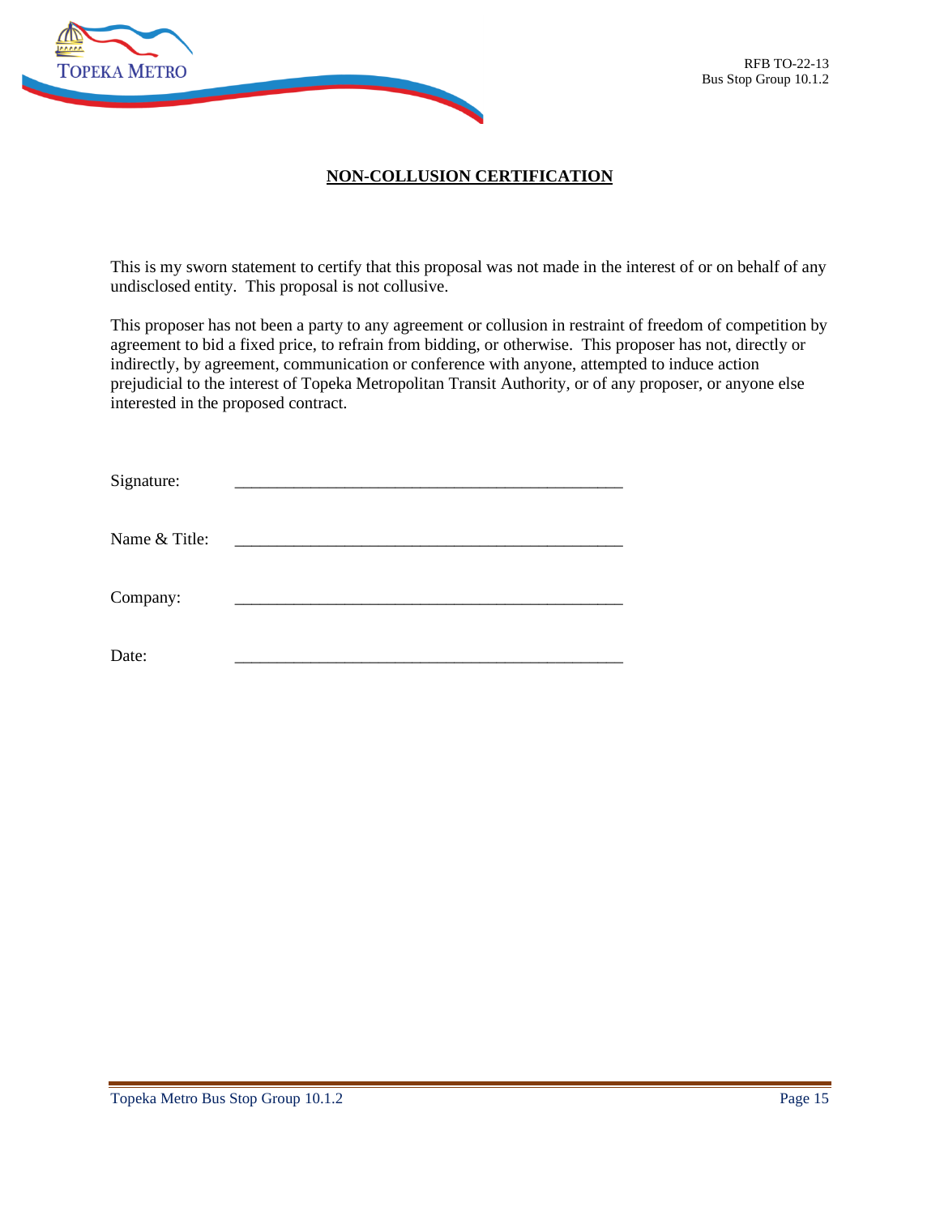## NON-COLLUSION CERTIFICATION

This is my sworn statement to certify that this proposal was not made in the interest of or on behalf of any undisclosed entity. This proposal is not collusive.

This proposer has not been a party to any agreement or collusion in restraint of freedom of competition by agreement to bid a fixed price, to refrain from bidding, or otherwise. This proposer has not, directly or indirectly, by agreement, communication or conference with anyone, attempted to induce action prejudicial to the interest of Topeka Metropolitan Transit Authority, or of any proposer, or anyone else interested in the proposed contract.

Signature: _______________________________________________

Name & Title: _______________________________________________

Company: _______________________________________________

Date: _______________________________________________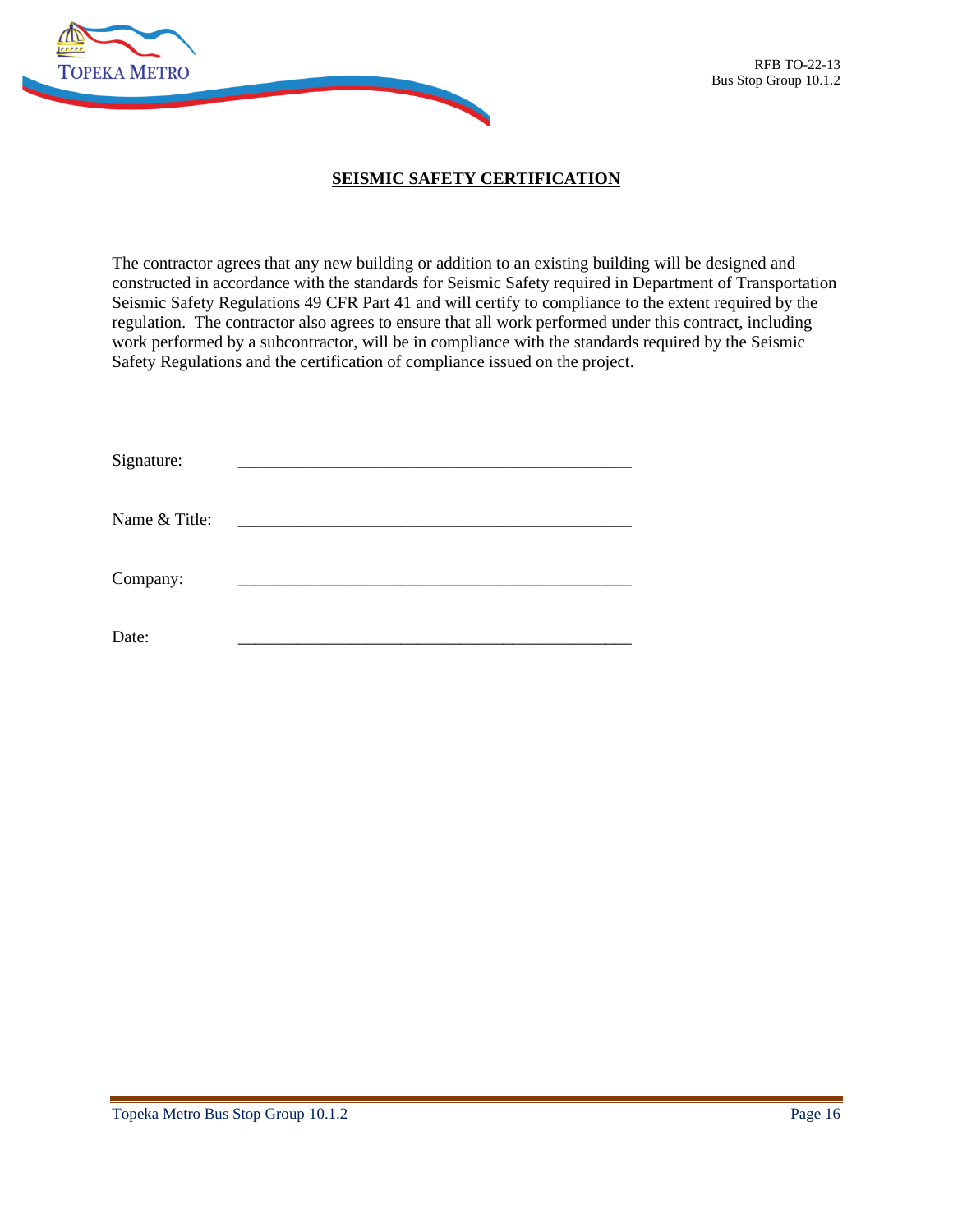## SEISMIC SAFETY CERTIFICATION

The contractor agrees that any new building or addition to an existing building will be designed and constructed in accordance with the standards for Seismic Safety required in Department of Transportation Seismic Safety Regulations 49 CFR Part 41 and will certify to compliance to the extent required by the regulation. The contractor also agrees to ensure that all work performed under this contract, including work performed by a subcontractor, will be in compliance with the standards required by the Seismic Safety Regulations and the certification of compliance issued on the project.

Signature: _______________________________________________

Name & Title: _______________________________________________

Company: _______________________________________________

Date: _______________________________________________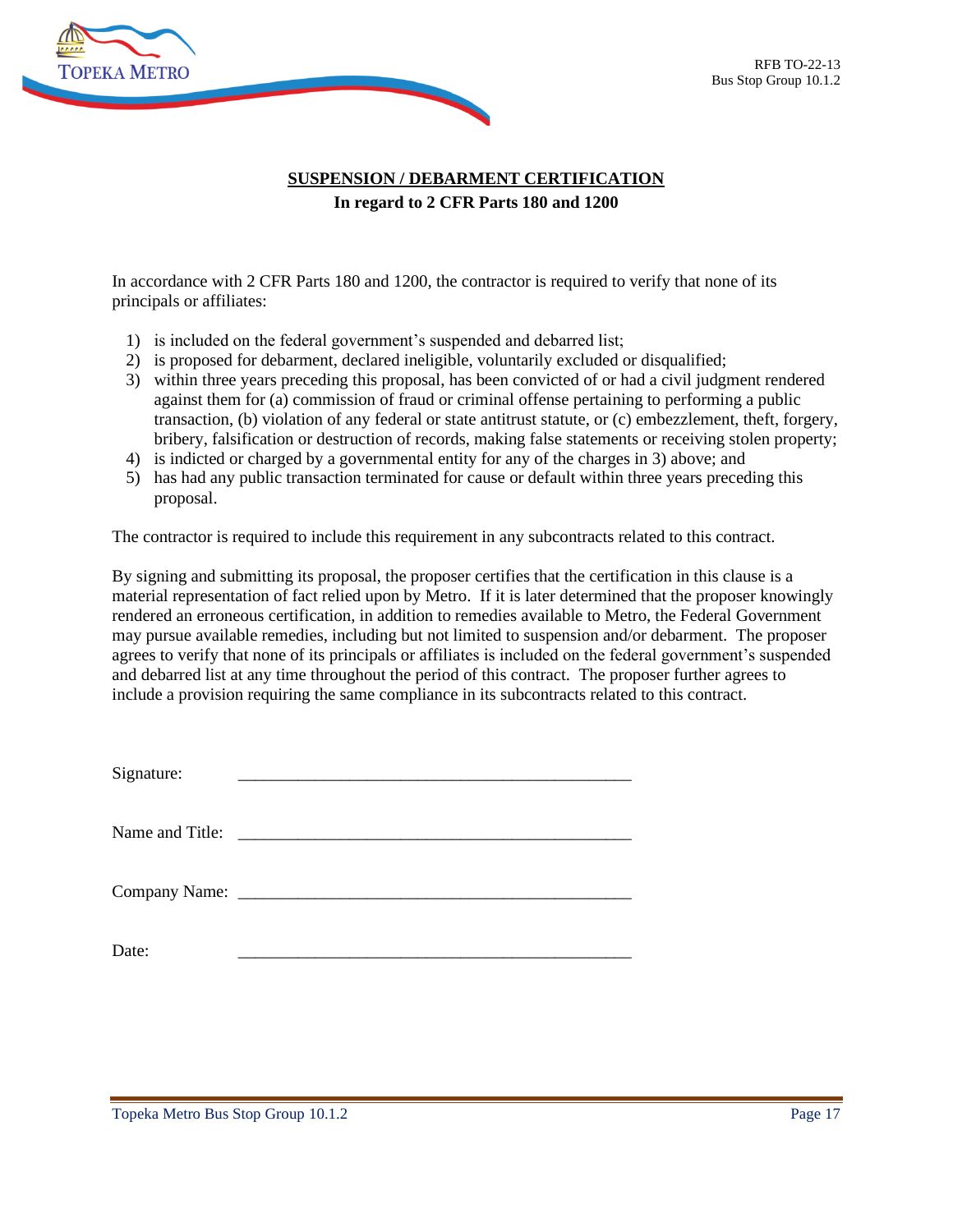## SUSPENSION / DEBARMENT CERTIFICATION

**In regard to 2 CFR Parts 180 and 1200**

In accordance with 2 CFR Parts 180 and 1200, the contractor is required to verify that none of its principals or affiliates:

1) is included on the federal government's suspended and debarred list;
2) is proposed for debarment, declared ineligible, voluntarily excluded or disqualified;
3) within three years preceding this proposal, has been convicted of or had a civil judgment rendered against them for (a) commission of fraud or criminal offense pertaining to performing a public transaction, (b) violation of any federal or state antitrust statute, or (c) embezzlement, theft, forgery, bribery, falsification or destruction of records, making false statements or receiving stolen property;
4) is indicted or charged by a governmental entity for any of the charges in 3) above; and
5) has had any public transaction terminated for cause or default within three years preceding this proposal.

The contractor is required to include this requirement in any subcontracts related to this contract.

By signing and submitting its proposal, the proposer certifies that the certification in this clause is a material representation of fact relied upon by Metro. If it is later determined that the proposer knowingly rendered an erroneous certification, in addition to remedies available to Metro, the Federal Government may pursue available remedies, including but not limited to suspension and/or debarment. The proposer agrees to verify that none of its principals or affiliates is included on the federal government's suspended and debarred list at any time throughout the period of this contract. The proposer further agrees to include a provision requiring the same compliance in its subcontracts related to this contract.

Signature: _______________________________________________

Name and Title: _______________________________________________

Company Name: _______________________________________________

Date: _______________________________________________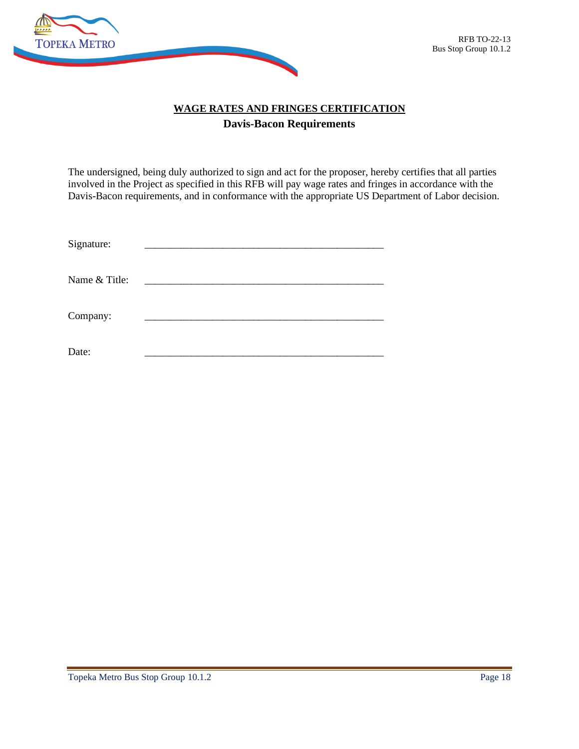## WAGE RATES AND FRINGES CERTIFICATION

### Davis-Bacon Requirements

The undersigned, being duly authorized to sign and act for the proposer, hereby certifies that all parties involved in the Project as specified in this RFB will pay wage rates and fringes in accordance with the Davis-Bacon requirements, and in conformance with the appropriate US Department of Labor decision.

Signature: _______________________________________________

Name & Title: _______________________________________________

Company: _______________________________________________

Date: _______________________________________________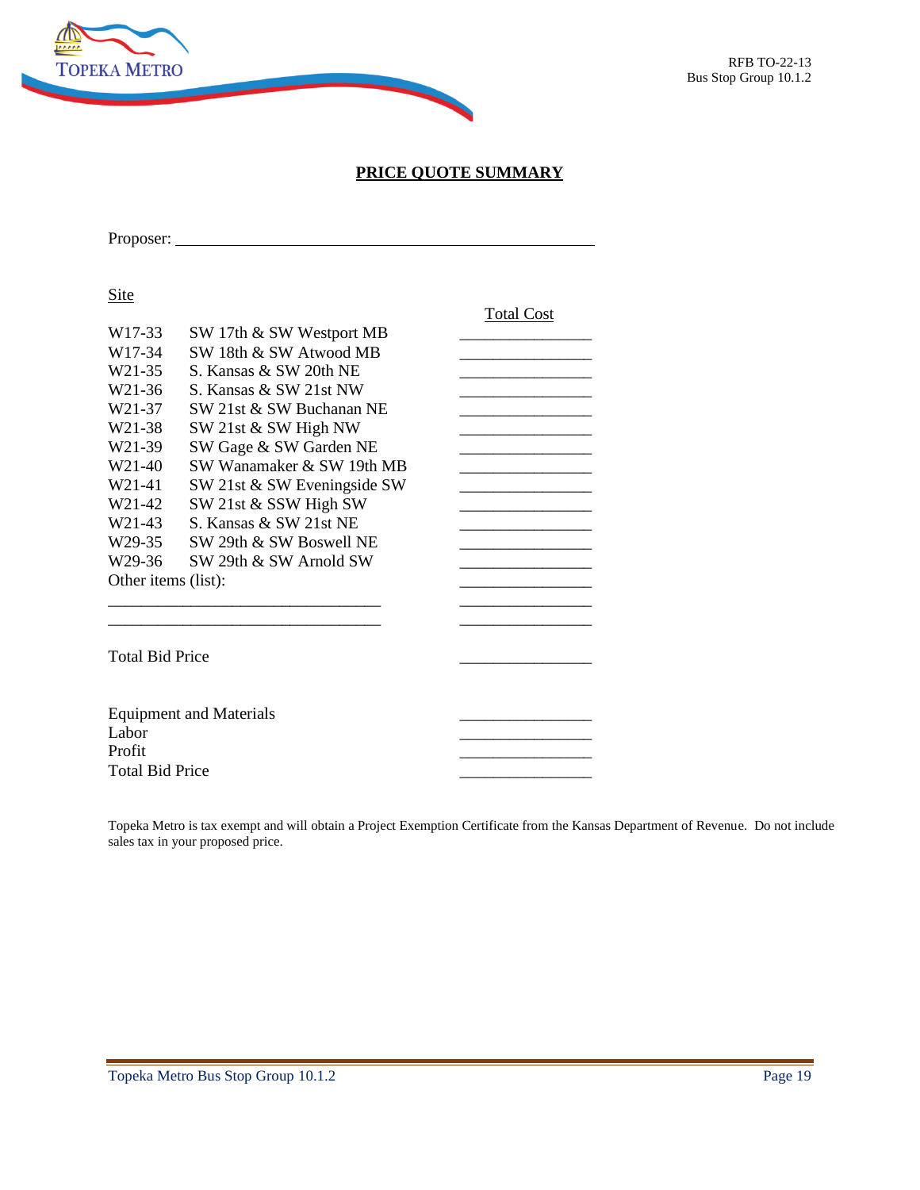RFB TO-22-13
Bus Stop Group 10.1.2

## PRICE QUOTE SUMMARY

Proposer: ____________________________________________

| Site | | Total Cost |
|---|---|---|
| W17-33 | SW 17th & SW Westport MB | ______________ |
| W17-34 | SW 18th & SW Atwood MB | ______________ |
| W21-35 | S. Kansas & SW 20th NE | ______________ |
| W21-36 | S. Kansas & SW 21st NW | ______________ |
| W21-37 | SW 21st & SW Buchanan NE | ______________ |
| W21-38 | SW 21st & SW High NW | ______________ |
| W21-39 | SW Gage & SW Garden NE | ______________ |
| W21-40 | SW Wanamaker & SW 19th MB | ______________ |
| W21-41 | SW 21st & SW Eveningside SW | ______________ |
| W21-42 | SW 21st & SSW High SW | ______________ |
| W21-43 | S. Kansas & SW 21st NE | ______________ |
| W29-35 | SW 29th & SW Boswell NE | ______________ |
| W29-36 | SW 29th & SW Arnold SW | ______________ |
| Other items (list): | | ______________ |
| ______________________________ | | ______________ |
| ______________________________ | | ______________ |
| Total Bid Price | | ______________ |

| | |
|---|---|
| Equipment and Materials | ______________ |
| Labor | ______________ |
| Profit | ______________ |
| Total Bid Price | ______________ |

Topeka Metro is tax exempt and will obtain a Project Exemption Certificate from the Kansas Department of Revenue. Do not include sales tax in your proposed price.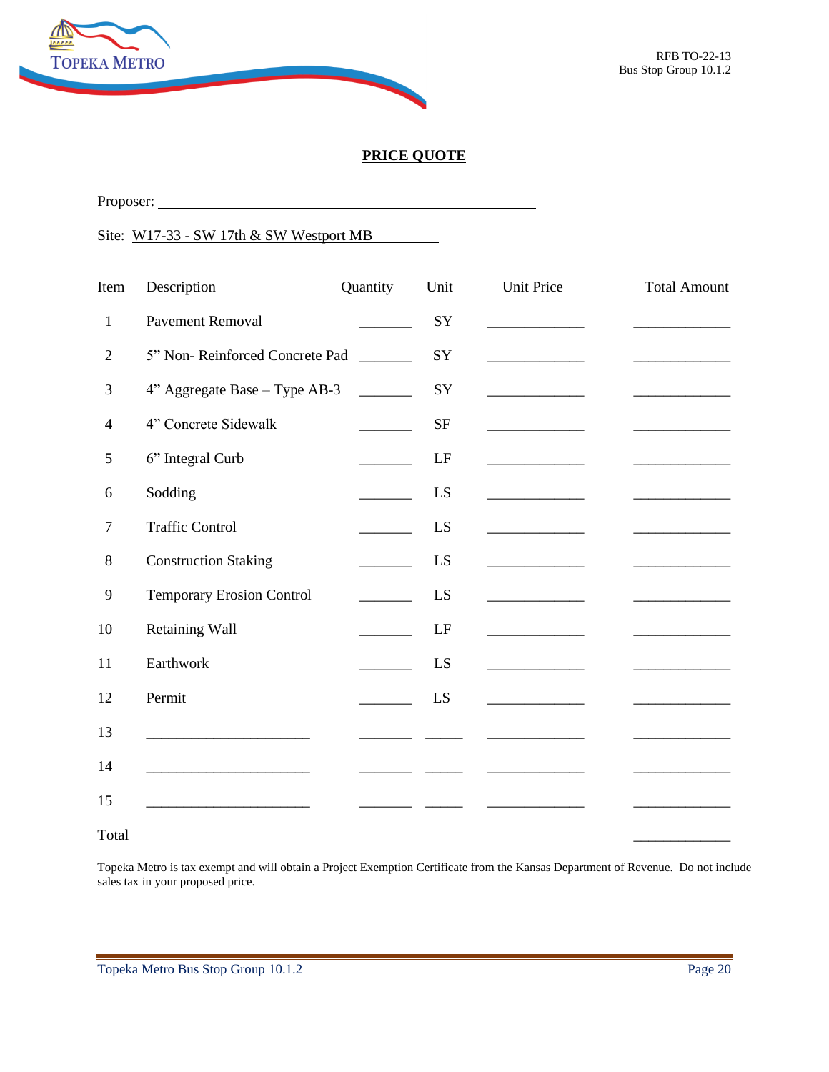## PRICE QUOTE

Proposer: ______________________________________________

Site: W17-33 - SW 17th & SW Westport MB

| Item | Description | Quantity | Unit | Unit Price | Total Amount |
|---|---|---|---|---|---|
| 1 | Pavement Removal | _______ | SY | _____________ | _____________ |
| 2 | 5" Non- Reinforced Concrete Pad | _______ | SY | _____________ | _____________ |
| 3 | 4" Aggregate Base – Type AB-3 | _______ | SY | _____________ | _____________ |
| 4 | 4" Concrete Sidewalk | _______ | SF | _____________ | _____________ |
| 5 | 6" Integral Curb | _______ | LF | _____________ | _____________ |
| 6 | Sodding | _______ | LS | _____________ | _____________ |
| 7 | Traffic Control | _______ | LS | _____________ | _____________ |
| 8 | Construction Staking | _______ | LS | _____________ | _____________ |
| 9 | Temporary Erosion Control | _______ | LS | _____________ | _____________ |
| 10 | Retaining Wall | _______ | LF | _____________ | _____________ |
| 11 | Earthwork | _______ | LS | _____________ | _____________ |
| 12 | Permit | _______ | LS | _____________ | _____________ |
| 13 | ______________________ | _______ | _____ | _____________ | _____________ |
| 14 | ______________________ | _______ | _____ | _____________ | _____________ |
| 15 | ______________________ | _______ | _____ | _____________ | _____________ |
| Total | | | | | _____________ |

Topeka Metro is tax exempt and will obtain a Project Exemption Certificate from the Kansas Department of Revenue. Do not include sales tax in your proposed price.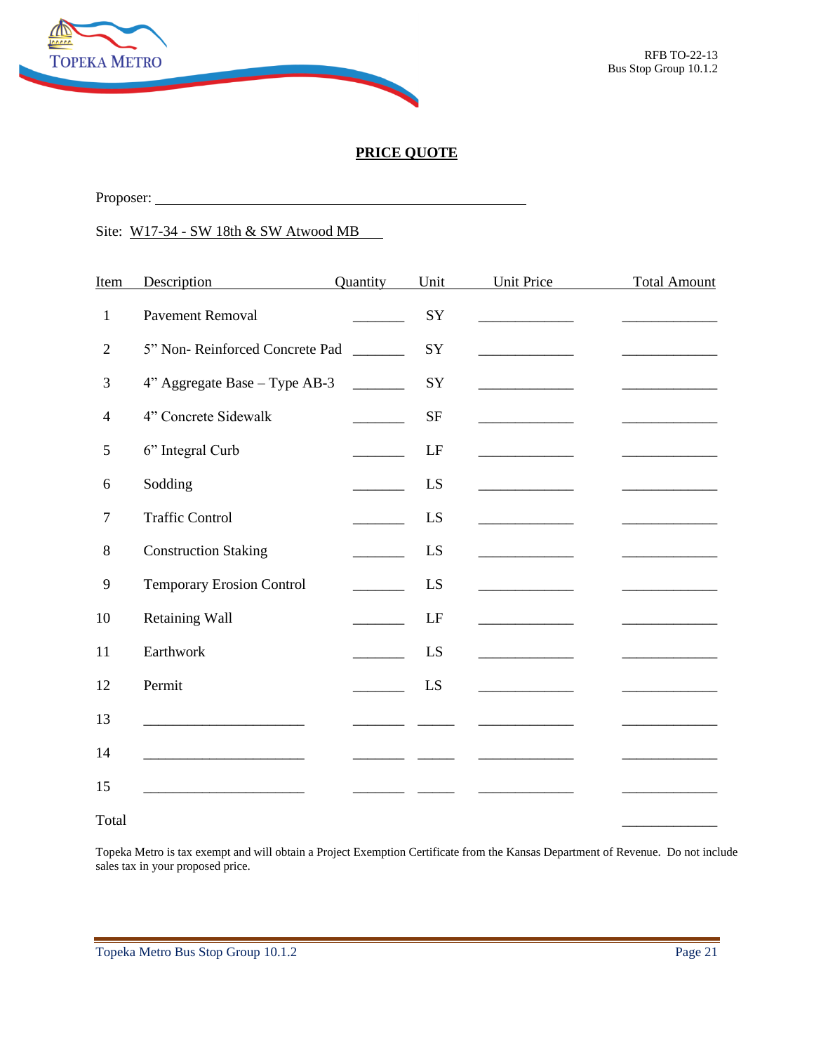## PRICE QUOTE

Proposer: ______________________________________________

Site: W17-34 - SW 18th & SW Atwood MB

| Item | Description | Quantity | Unit | Unit Price | Total Amount |
|---|---|---|---|---|---|
| 1 | Pavement Removal | _______ | SY | _____________ | _____________ |
| 2 | 5” Non- Reinforced Concrete Pad | _______ | SY | _____________ | _____________ |
| 3 | 4” Aggregate Base – Type AB-3 | _______ | SY | _____________ | _____________ |
| 4 | 4” Concrete Sidewalk | _______ | SF | _____________ | _____________ |
| 5 | 6” Integral Curb | _______ | LF | _____________ | _____________ |
| 6 | Sodding | _______ | LS | _____________ | _____________ |
| 7 | Traffic Control | _______ | LS | _____________ | _____________ |
| 8 | Construction Staking | _______ | LS | _____________ | _____________ |
| 9 | Temporary Erosion Control | _______ | LS | _____________ | _____________ |
| 10 | Retaining Wall | _______ | LF | _____________ | _____________ |
| 11 | Earthwork | _______ | LS | _____________ | _____________ |
| 12 | Permit | _______ | LS | _____________ | _____________ |
| 13 | ______________________ | _______ | _____ | _____________ | _____________ |
| 14 | ______________________ | _______ | _____ | _____________ | _____________ |
| 15 | ______________________ | _______ | _____ | _____________ | _____________ |
| Total | | | | | _____________ |

Topeka Metro is tax exempt and will obtain a Project Exemption Certificate from the Kansas Department of Revenue. Do not include sales tax in your proposed price.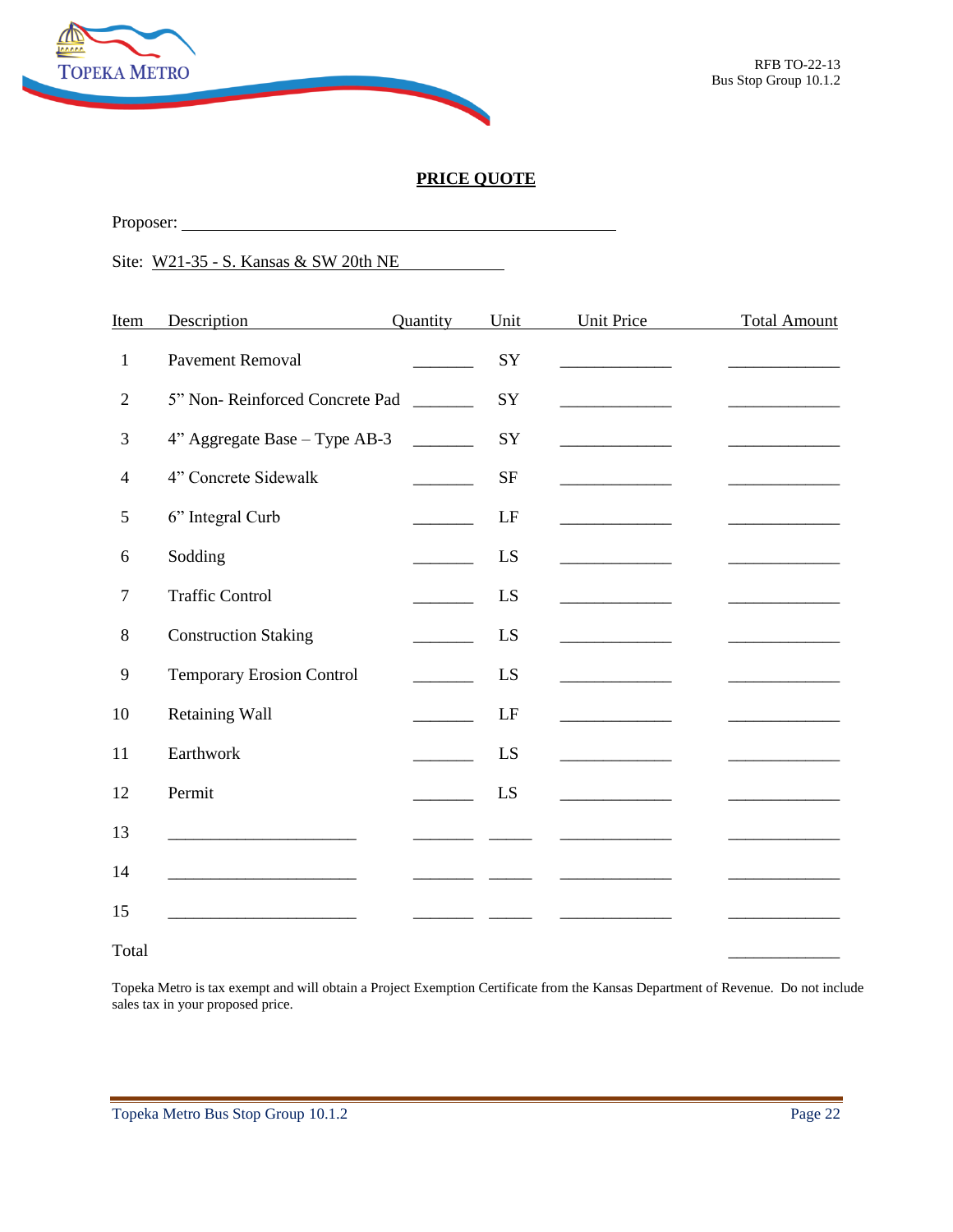## PRICE QUOTE

Proposer: ____________________________________________

Site: W21-35 - S. Kansas & SW 20th NE

| Item | Description | Quantity | Unit | Unit Price | Total Amount |
|---|---|---|---|---|---|
| 1 | Pavement Removal | _______ | SY | _____________ | _____________ |
| 2 | 5" Non- Reinforced Concrete Pad | _______ | SY | _____________ | _____________ |
| 3 | 4" Aggregate Base – Type AB-3 | _______ | SY | _____________ | _____________ |
| 4 | 4" Concrete Sidewalk | _______ | SF | _____________ | _____________ |
| 5 | 6" Integral Curb | _______ | LF | _____________ | _____________ |
| 6 | Sodding | _______ | LS | _____________ | _____________ |
| 7 | Traffic Control | _______ | LS | _____________ | _____________ |
| 8 | Construction Staking | _______ | LS | _____________ | _____________ |
| 9 | Temporary Erosion Control | _______ | LS | _____________ | _____________ |
| 10 | Retaining Wall | _______ | LF | _____________ | _____________ |
| 11 | Earthwork | _______ | LS | _____________ | _____________ |
| 12 | Permit | _______ | LS | _____________ | _____________ |
| 13 | ______________________ | _______ | _____ | _____________ | _____________ |
| 14 | ______________________ | _______ | _____ | _____________ | _____________ |
| 15 | ______________________ | _______ | _____ | _____________ | _____________ |
| Total | | | | | _____________ |

Topeka Metro is tax exempt and will obtain a Project Exemption Certificate from the Kansas Department of Revenue. Do not include sales tax in your proposed price.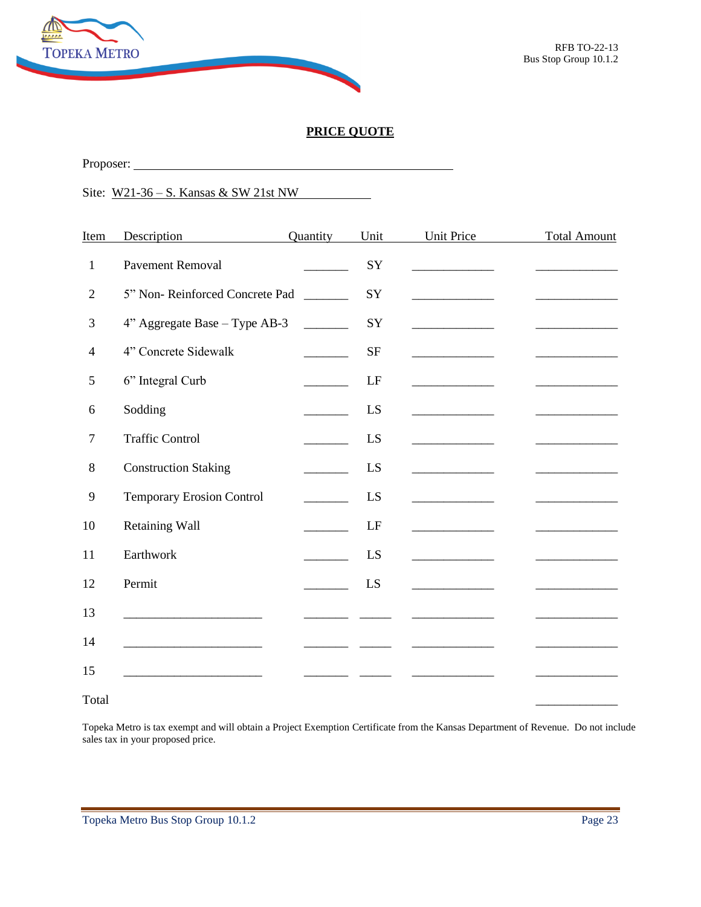## PRICE QUOTE

Proposer: ______________________________________________

Site: W21-36 – S. Kansas & SW 21st NW

| Item | Description | Quantity | Unit | Unit Price | Total Amount |
|---|---|---|---|---|---|
| 1 | Pavement Removal | _______ | SY | _____________ | _____________ |
| 2 | 5" Non- Reinforced Concrete Pad | _______ | SY | _____________ | _____________ |
| 3 | 4" Aggregate Base – Type AB-3 | _______ | SY | _____________ | _____________ |
| 4 | 4" Concrete Sidewalk | _______ | SF | _____________ | _____________ |
| 5 | 6" Integral Curb | _______ | LF | _____________ | _____________ |
| 6 | Sodding | _______ | LS | _____________ | _____________ |
| 7 | Traffic Control | _______ | LS | _____________ | _____________ |
| 8 | Construction Staking | _______ | LS | _____________ | _____________ |
| 9 | Temporary Erosion Control | _______ | LS | _____________ | _____________ |
| 10 | Retaining Wall | _______ | LF | _____________ | _____________ |
| 11 | Earthwork | _______ | LS | _____________ | _____________ |
| 12 | Permit | _______ | LS | _____________ | _____________ |
| 13 | ______________________ | _______ | _____ | _____________ | _____________ |
| 14 | ______________________ | _______ | _____ | _____________ | _____________ |
| 15 | ______________________ | _______ | _____ | _____________ | _____________ |
| Total | | | | | _____________ |

Topeka Metro is tax exempt and will obtain a Project Exemption Certificate from the Kansas Department of Revenue. Do not include sales tax in your proposed price.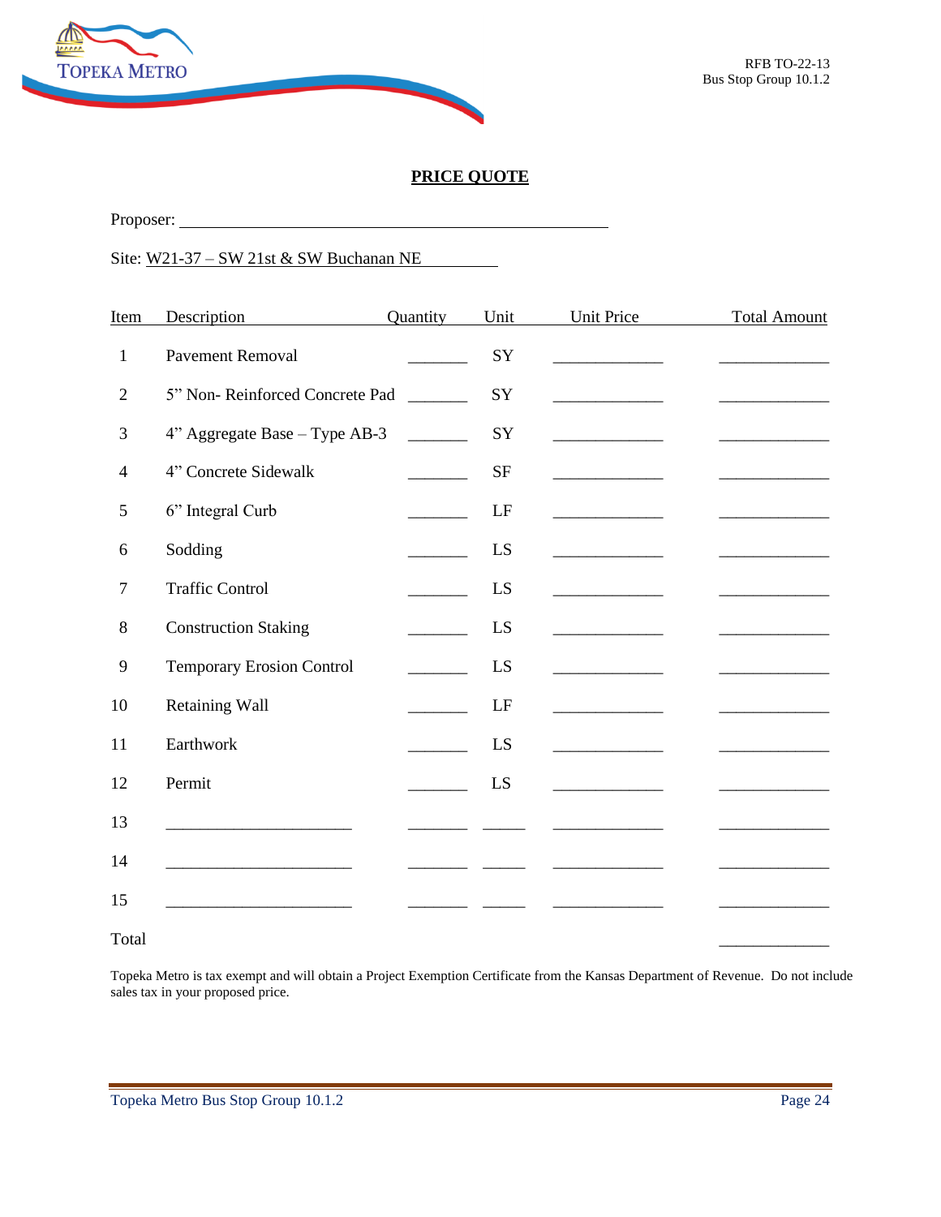RFB TO-22-13
Bus Stop Group 10.1.2

## PRICE QUOTE

Proposer: ______________________________________________

Site: W21-37 – SW 21st & SW Buchanan NE

| Item | Description | Quantity | Unit | Unit Price | Total Amount |
|---|---|---|---|---|---|
| 1 | Pavement Removal | _______ | SY | _____________ | _____________ |
| 2 | 5" Non- Reinforced Concrete Pad | _______ | SY | _____________ | _____________ |
| 3 | 4" Aggregate Base – Type AB-3 | _______ | SY | _____________ | _____________ |
| 4 | 4" Concrete Sidewalk | _______ | SF | _____________ | _____________ |
| 5 | 6" Integral Curb | _______ | LF | _____________ | _____________ |
| 6 | Sodding | _______ | LS | _____________ | _____________ |
| 7 | Traffic Control | _______ | LS | _____________ | _____________ |
| 8 | Construction Staking | _______ | LS | _____________ | _____________ |
| 9 | Temporary Erosion Control | _______ | LS | _____________ | _____________ |
| 10 | Retaining Wall | _______ | LF | _____________ | _____________ |
| 11 | Earthwork | _______ | LS | _____________ | _____________ |
| 12 | Permit | _______ | LS | _____________ | _____________ |
| 13 | ______________________ | _______ | _____ | _____________ | _____________ |
| 14 | ______________________ | _______ | _____ | _____________ | _____________ |
| 15 | ______________________ | _______ | _____ | _____________ | _____________ |
| Total | | | | | _____________ |

Topeka Metro is tax exempt and will obtain a Project Exemption Certificate from the Kansas Department of Revenue. Do not include sales tax in your proposed price.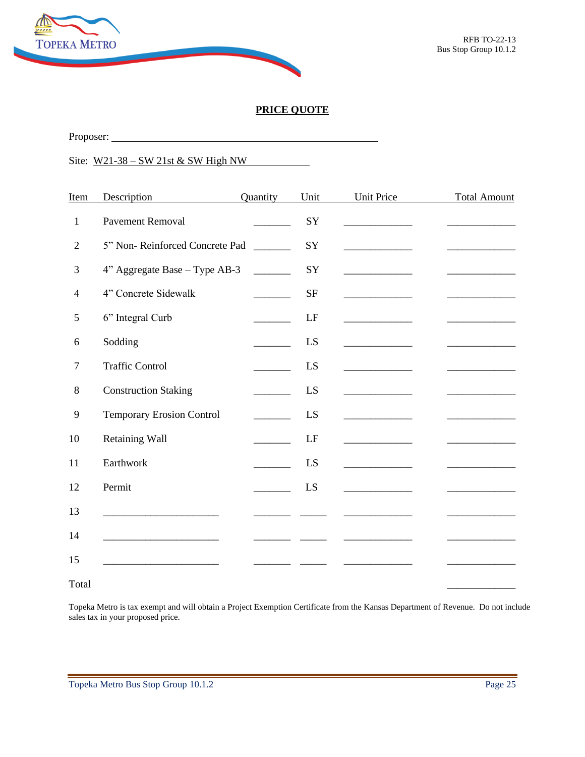RFB TO-22-13
Bus Stop Group 10.1.2

## PRICE QUOTE

Proposer: ____________________________________________

Site: W21-38 – SW 21st & SW High NW

| Item | Description | Quantity | Unit | Unit Price | Total Amount |
|---|---|---|---|---|---|
| 1 | Pavement Removal | _______ | SY | _____________ | _____________ |
| 2 | 5" Non- Reinforced Concrete Pad | _______ | SY | _____________ | _____________ |
| 3 | 4" Aggregate Base – Type AB-3 | _______ | SY | _____________ | _____________ |
| 4 | 4" Concrete Sidewalk | _______ | SF | _____________ | _____________ |
| 5 | 6" Integral Curb | _______ | LF | _____________ | _____________ |
| 6 | Sodding | _______ | LS | _____________ | _____________ |
| 7 | Traffic Control | _______ | LS | _____________ | _____________ |
| 8 | Construction Staking | _______ | LS | _____________ | _____________ |
| 9 | Temporary Erosion Control | _______ | LS | _____________ | _____________ |
| 10 | Retaining Wall | _______ | LF | _____________ | _____________ |
| 11 | Earthwork | _______ | LS | _____________ | _____________ |
| 12 | Permit | _______ | LS | _____________ | _____________ |
| 13 | _____________________ | _______ | _____ | _____________ | _____________ |
| 14 | _____________________ | _______ | _____ | _____________ | _____________ |
| 15 | _____________________ | _______ | _____ | _____________ | _____________ |
| Total | | | | | _____________ |

Topeka Metro is tax exempt and will obtain a Project Exemption Certificate from the Kansas Department of Revenue. Do not include sales tax in your proposed price.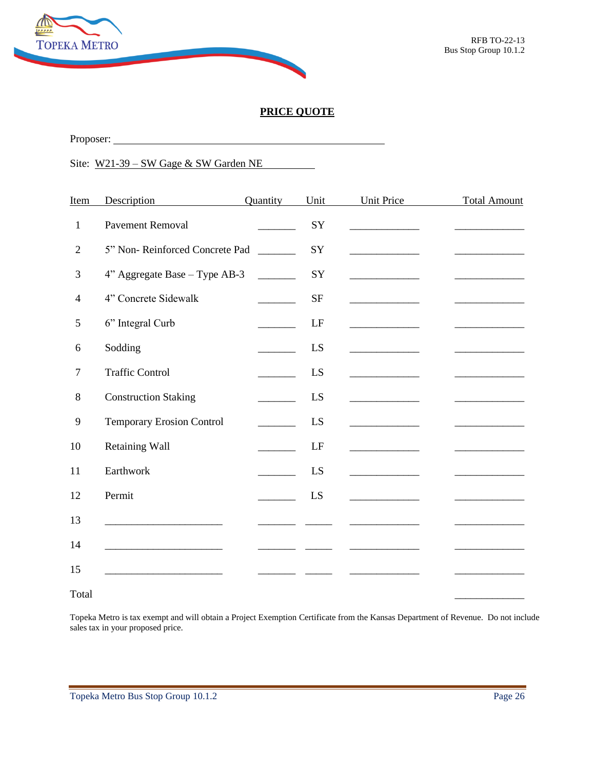RFB TO-22-13
Bus Stop Group 10.1.2

## PRICE QUOTE

Proposer: ______________________________________________

Site: W21-39 – SW Gage & SW Garden NE

| Item | Description | Quantity | Unit | Unit Price | Total Amount |
|---|---|---|---|---|---|
| 1 | Pavement Removal | _______ | SY | _____________ | _____________ |
| 2 | 5" Non- Reinforced Concrete Pad | _______ | SY | _____________ | _____________ |
| 3 | 4" Aggregate Base – Type AB-3 | _______ | SY | _____________ | _____________ |
| 4 | 4" Concrete Sidewalk | _______ | SF | _____________ | _____________ |
| 5 | 6" Integral Curb | _______ | LF | _____________ | _____________ |
| 6 | Sodding | _______ | LS | _____________ | _____________ |
| 7 | Traffic Control | _______ | LS | _____________ | _____________ |
| 8 | Construction Staking | _______ | LS | _____________ | _____________ |
| 9 | Temporary Erosion Control | _______ | LS | _____________ | _____________ |
| 10 | Retaining Wall | _______ | LF | _____________ | _____________ |
| 11 | Earthwork | _______ | LS | _____________ | _____________ |
| 12 | Permit | _______ | LS | _____________ | _____________ |
| 13 | ______________________ | _______ | _____ | _____________ | _____________ |
| 14 | ______________________ | _______ | _____ | _____________ | _____________ |
| 15 | ______________________ | _______ | _____ | _____________ | _____________ |
| Total | | | | | _____________ |

Topeka Metro is tax exempt and will obtain a Project Exemption Certificate from the Kansas Department of Revenue. Do not include sales tax in your proposed price.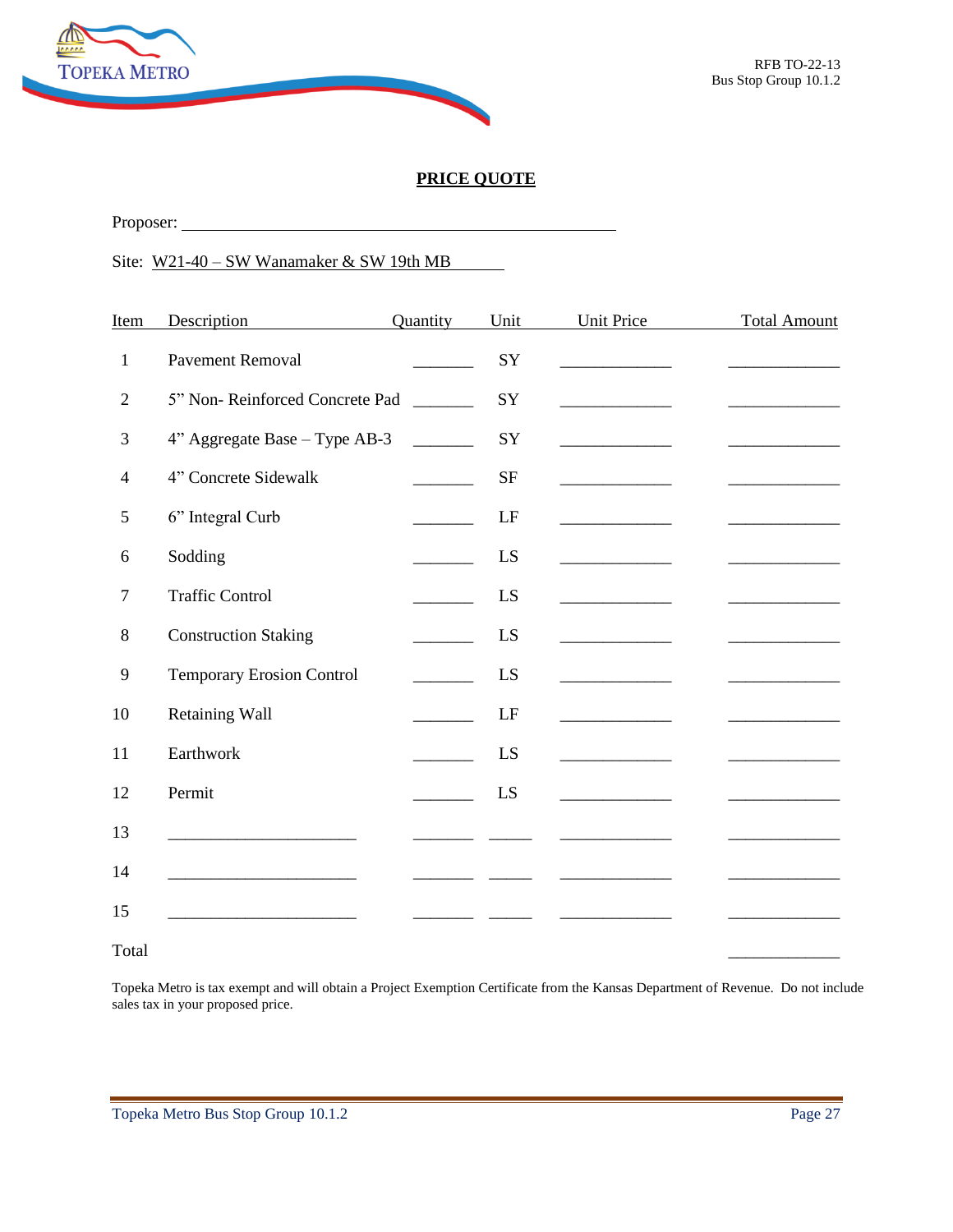RFB TO-22-13
Bus Stop Group 10.1.2

## PRICE QUOTE

Proposer: ______________________________________________

Site: W21-40 – SW Wanamaker & SW 19th MB

| Item | Description | Quantity | Unit | Unit Price | Total Amount |
|---|---|---|---|---|---|
| 1 | Pavement Removal | _______ | SY | _____________ | _____________ |
| 2 | 5" Non- Reinforced Concrete Pad | _______ | SY | _____________ | _____________ |
| 3 | 4" Aggregate Base – Type AB-3 | _______ | SY | _____________ | _____________ |
| 4 | 4" Concrete Sidewalk | _______ | SF | _____________ | _____________ |
| 5 | 6" Integral Curb | _______ | LF | _____________ | _____________ |
| 6 | Sodding | _______ | LS | _____________ | _____________ |
| 7 | Traffic Control | _______ | LS | _____________ | _____________ |
| 8 | Construction Staking | _______ | LS | _____________ | _____________ |
| 9 | Temporary Erosion Control | _______ | LS | _____________ | _____________ |
| 10 | Retaining Wall | _______ | LF | _____________ | _____________ |
| 11 | Earthwork | _______ | LS | _____________ | _____________ |
| 12 | Permit | _______ | LS | _____________ | _____________ |
| 13 | ______________________ | _______ | _____ | _____________ | _____________ |
| 14 | ______________________ | _______ | _____ | _____________ | _____________ |
| 15 | ______________________ | _______ | _____ | _____________ | _____________ |
| Total | | | | | _____________ |

Topeka Metro is tax exempt and will obtain a Project Exemption Certificate from the Kansas Department of Revenue. Do not include sales tax in your proposed price.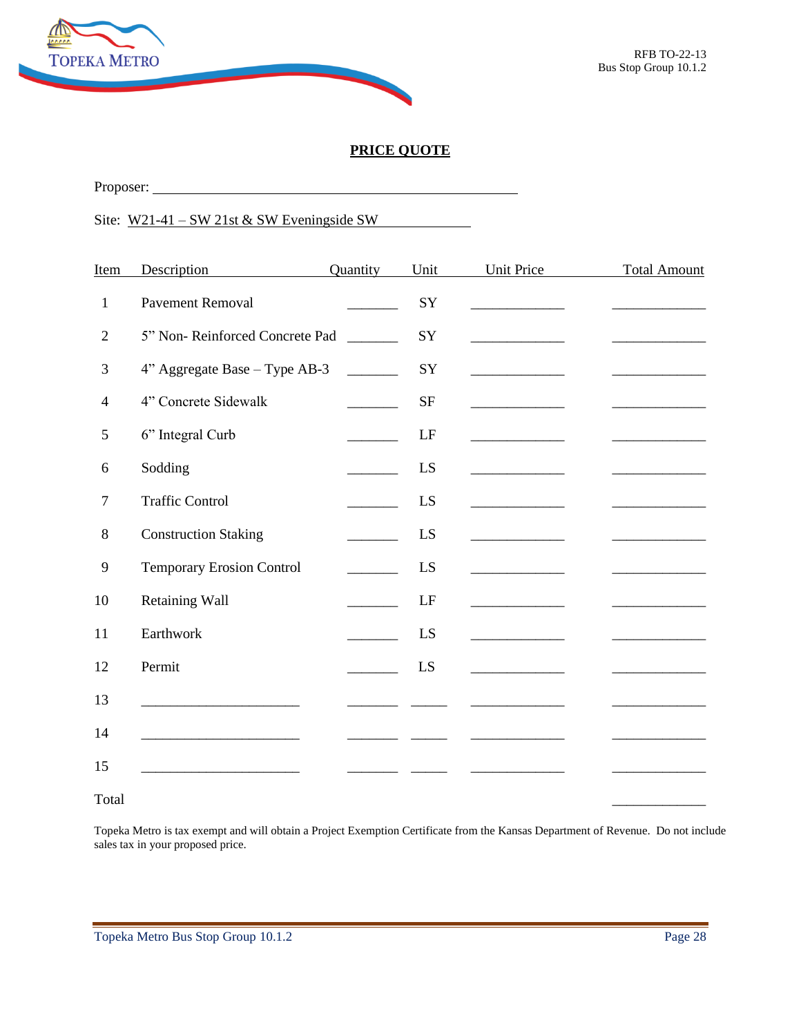RFB TO-22-13
Bus Stop Group 10.1.2

## PRICE QUOTE

Proposer: ______________________________________________

Site: W21-41 – SW 21st & SW Eveningside SW

| Item | Description | Quantity | Unit | Unit Price | Total Amount |
|---|---|---|---|---|---|
| 1 | Pavement Removal | _______ | SY | _____________ | _____________ |
| 2 | 5" Non- Reinforced Concrete Pad | _______ | SY | _____________ | _____________ |
| 3 | 4" Aggregate Base – Type AB-3 | _______ | SY | _____________ | _____________ |
| 4 | 4" Concrete Sidewalk | _______ | SF | _____________ | _____________ |
| 5 | 6" Integral Curb | _______ | LF | _____________ | _____________ |
| 6 | Sodding | _______ | LS | _____________ | _____________ |
| 7 | Traffic Control | _______ | LS | _____________ | _____________ |
| 8 | Construction Staking | _______ | LS | _____________ | _____________ |
| 9 | Temporary Erosion Control | _______ | LS | _____________ | _____________ |
| 10 | Retaining Wall | _______ | LF | _____________ | _____________ |
| 11 | Earthwork | _______ | LS | _____________ | _____________ |
| 12 | Permit | _______ | LS | _____________ | _____________ |
| 13 | ______________________ | _______ | _____ | _____________ | _____________ |
| 14 | ______________________ | _______ | _____ | _____________ | _____________ |
| 15 | ______________________ | _______ | _____ | _____________ | _____________ |
| Total | | | | | _____________ |

Topeka Metro is tax exempt and will obtain a Project Exemption Certificate from the Kansas Department of Revenue. Do not include sales tax in your proposed price.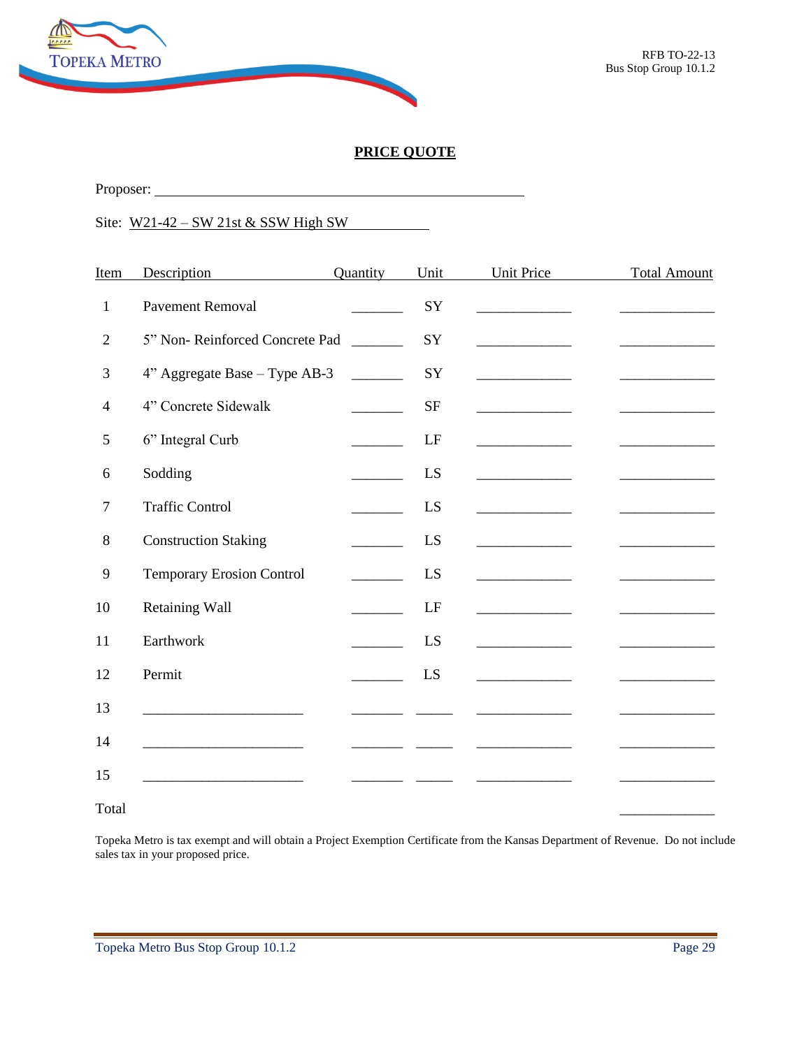## PRICE QUOTE

Proposer: ______________________________________________

Site: W21-42 – SW 21st & SSW High SW

| Item | Description | Quantity | Unit | Unit Price | Total Amount |
|---|---|---|---|---|---|
| 1 | Pavement Removal | _______ | SY | _____________ | _____________ |
| 2 | 5” Non- Reinforced Concrete Pad | _______ | SY | _____________ | _____________ |
| 3 | 4” Aggregate Base – Type AB-3 | _______ | SY | _____________ | _____________ |
| 4 | 4” Concrete Sidewalk | _______ | SF | _____________ | _____________ |
| 5 | 6” Integral Curb | _______ | LF | _____________ | _____________ |
| 6 | Sodding | _______ | LS | _____________ | _____________ |
| 7 | Traffic Control | _______ | LS | _____________ | _____________ |
| 8 | Construction Staking | _______ | LS | _____________ | _____________ |
| 9 | Temporary Erosion Control | _______ | LS | _____________ | _____________ |
| 10 | Retaining Wall | _______ | LF | _____________ | _____________ |
| 11 | Earthwork | _______ | LS | _____________ | _____________ |
| 12 | Permit | _______ | LS | _____________ | _____________ |
| 13 | ______________________ | _______ | _____ | _____________ | _____________ |
| 14 | ______________________ | _______ | _____ | _____________ | _____________ |
| 15 | ______________________ | _______ | _____ | _____________ | _____________ |
| Total | | | | | _____________ |

Topeka Metro is tax exempt and will obtain a Project Exemption Certificate from the Kansas Department of Revenue. Do not include sales tax in your proposed price.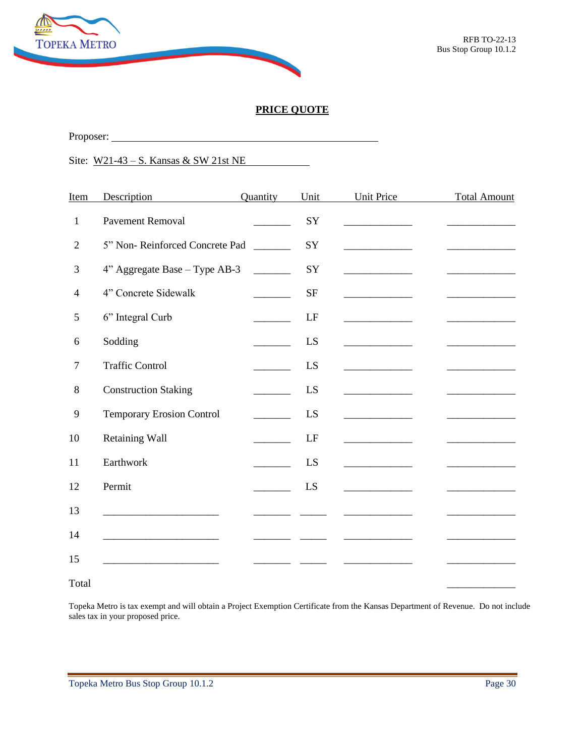## PRICE QUOTE

Proposer: ______________________________________________

Site: W21-43 – S. Kansas & SW 21st NE

| Item | Description | Quantity | Unit | Unit Price | Total Amount |
|---|---|---|---|---|---|
| 1 | Pavement Removal | _______ | SY | _____________ | _____________ |
| 2 | 5" Non- Reinforced Concrete Pad | _______ | SY | _____________ | _____________ |
| 3 | 4" Aggregate Base – Type AB-3 | _______ | SY | _____________ | _____________ |
| 4 | 4" Concrete Sidewalk | _______ | SF | _____________ | _____________ |
| 5 | 6" Integral Curb | _______ | LF | _____________ | _____________ |
| 6 | Sodding | _______ | LS | _____________ | _____________ |
| 7 | Traffic Control | _______ | LS | _____________ | _____________ |
| 8 | Construction Staking | _______ | LS | _____________ | _____________ |
| 9 | Temporary Erosion Control | _______ | LS | _____________ | _____________ |
| 10 | Retaining Wall | _______ | LF | _____________ | _____________ |
| 11 | Earthwork | _______ | LS | _____________ | _____________ |
| 12 | Permit | _______ | LS | _____________ | _____________ |
| 13 | ______________________ | _______ | _____ | _____________ | _____________ |
| 14 | ______________________ | _______ | _____ | _____________ | _____________ |
| 15 | ______________________ | _______ | _____ | _____________ | _____________ |
| Total | | | | | _____________ |

Topeka Metro is tax exempt and will obtain a Project Exemption Certificate from the Kansas Department of Revenue. Do not include sales tax in your proposed price.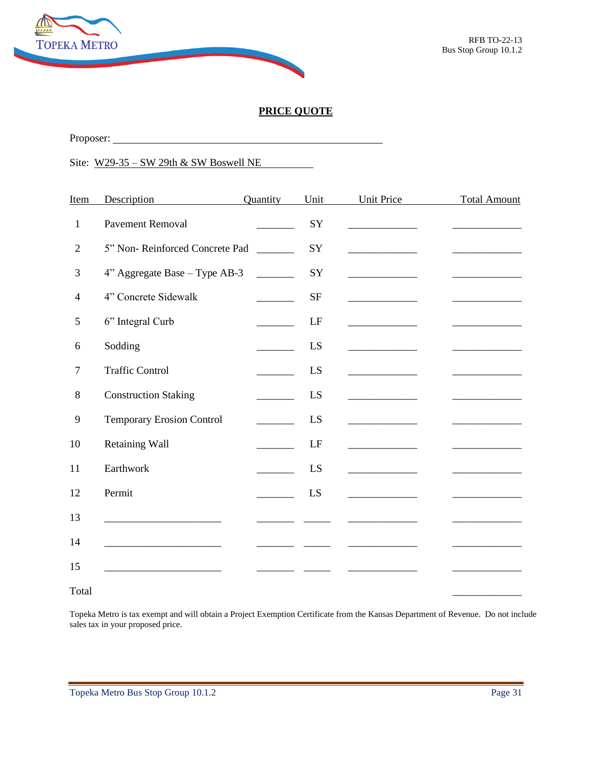RFB TO-22-13
Bus Stop Group 10.1.2

## PRICE QUOTE

Proposer: ____________________________________________

Site: W29-35 – SW 29th & SW Boswell NE

| Item | Description | Quantity | Unit | Unit Price | Total Amount |
|---|---|---|---|---|---|
| 1 | Pavement Removal | _______ | SY | _____________ | _____________ |
| 2 | 5” Non- Reinforced Concrete Pad | _______ | SY | _____________ | _____________ |
| 3 | 4” Aggregate Base – Type AB-3 | _______ | SY | _____________ | _____________ |
| 4 | 4” Concrete Sidewalk | _______ | SF | _____________ | _____________ |
| 5 | 6” Integral Curb | _______ | LF | _____________ | _____________ |
| 6 | Sodding | _______ | LS | _____________ | _____________ |
| 7 | Traffic Control | _______ | LS | _____________ | _____________ |
| 8 | Construction Staking | _______ | LS | _____________ | _____________ |
| 9 | Temporary Erosion Control | _______ | LS | _____________ | _____________ |
| 10 | Retaining Wall | _______ | LF | _____________ | _____________ |
| 11 | Earthwork | _______ | LS | _____________ | _____________ |
| 12 | Permit | _______ | LS | _____________ | _____________ |
| 13 | ______________________ | _______ | _____ | _____________ | _____________ |
| 14 | ______________________ | _______ | _____ | _____________ | _____________ |
| 15 | ______________________ | _______ | _____ | _____________ | _____________ |
| Total | | | | | _____________ |

Topeka Metro is tax exempt and will obtain a Project Exemption Certificate from the Kansas Department of Revenue. Do not include sales tax in your proposed price.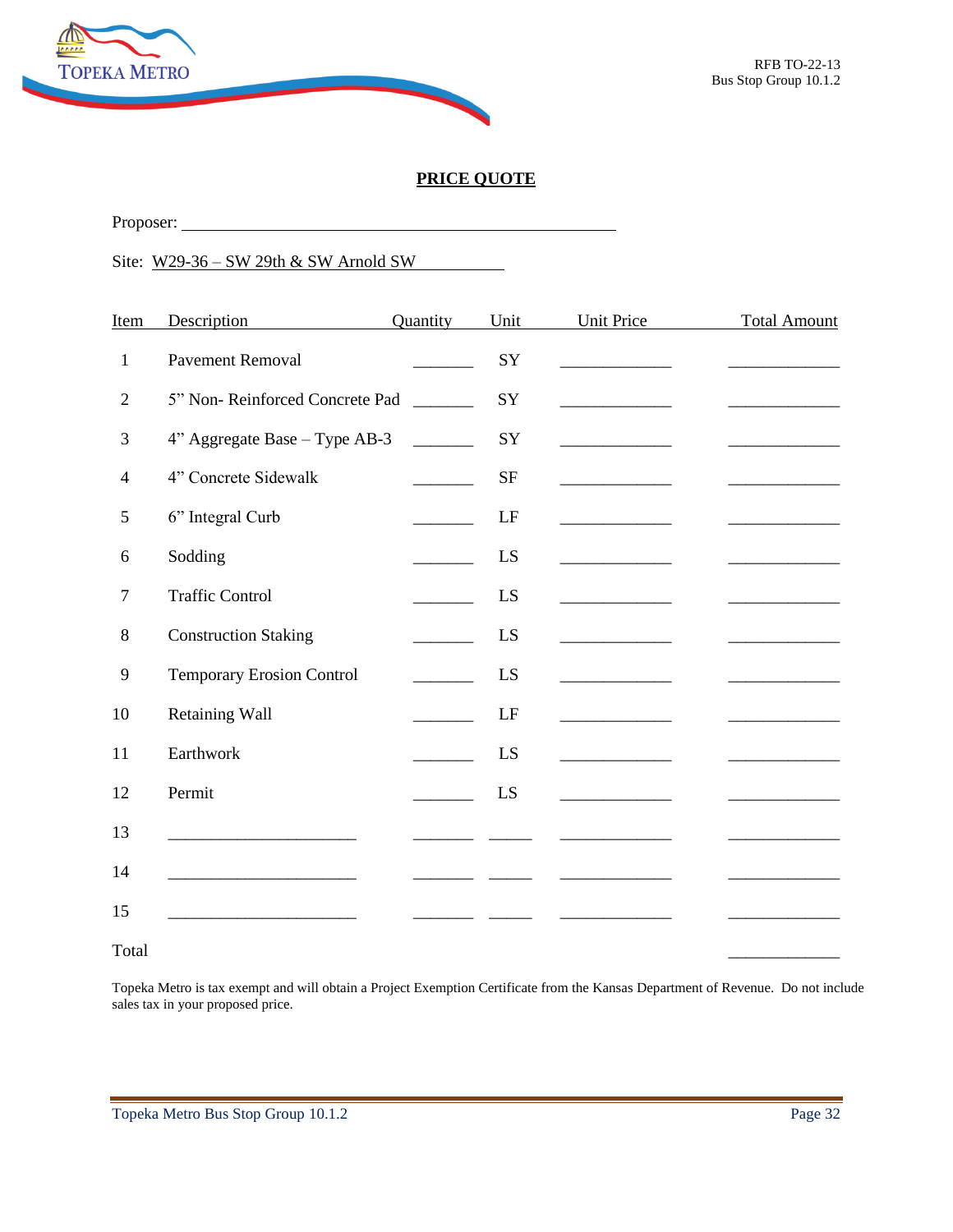# PRICE QUOTE

Proposer: ______________________________________________

Site: W29-36 – SW 29th & SW Arnold SW

| Item | Description | Quantity | Unit | Unit Price | Total Amount |
|---|---|---|---|---|---|
| 1 | Pavement Removal | _______ | SY | _____________ | _____________ |
| 2 | 5" Non- Reinforced Concrete Pad | _______ | SY | _____________ | _____________ |
| 3 | 4" Aggregate Base – Type AB-3 | _______ | SY | _____________ | _____________ |
| 4 | 4" Concrete Sidewalk | _______ | SF | _____________ | _____________ |
| 5 | 6" Integral Curb | _______ | LF | _____________ | _____________ |
| 6 | Sodding | _______ | LS | _____________ | _____________ |
| 7 | Traffic Control | _______ | LS | _____________ | _____________ |
| 8 | Construction Staking | _______ | LS | _____________ | _____________ |
| 9 | Temporary Erosion Control | _______ | LS | _____________ | _____________ |
| 10 | Retaining Wall | _______ | LF | _____________ | _____________ |
| 11 | Earthwork | _______ | LS | _____________ | _____________ |
| 12 | Permit | _______ | LS | _____________ | _____________ |
| 13 | ______________________ | _______ | _____ | _____________ | _____________ |
| 14 | ______________________ | _______ | _____ | _____________ | _____________ |
| 15 | ______________________ | _______ | _____ | _____________ | _____________ |
| Total | | | | | _____________ |

Topeka Metro is tax exempt and will obtain a Project Exemption Certificate from the Kansas Department of Revenue. Do not include sales tax in your proposed price.